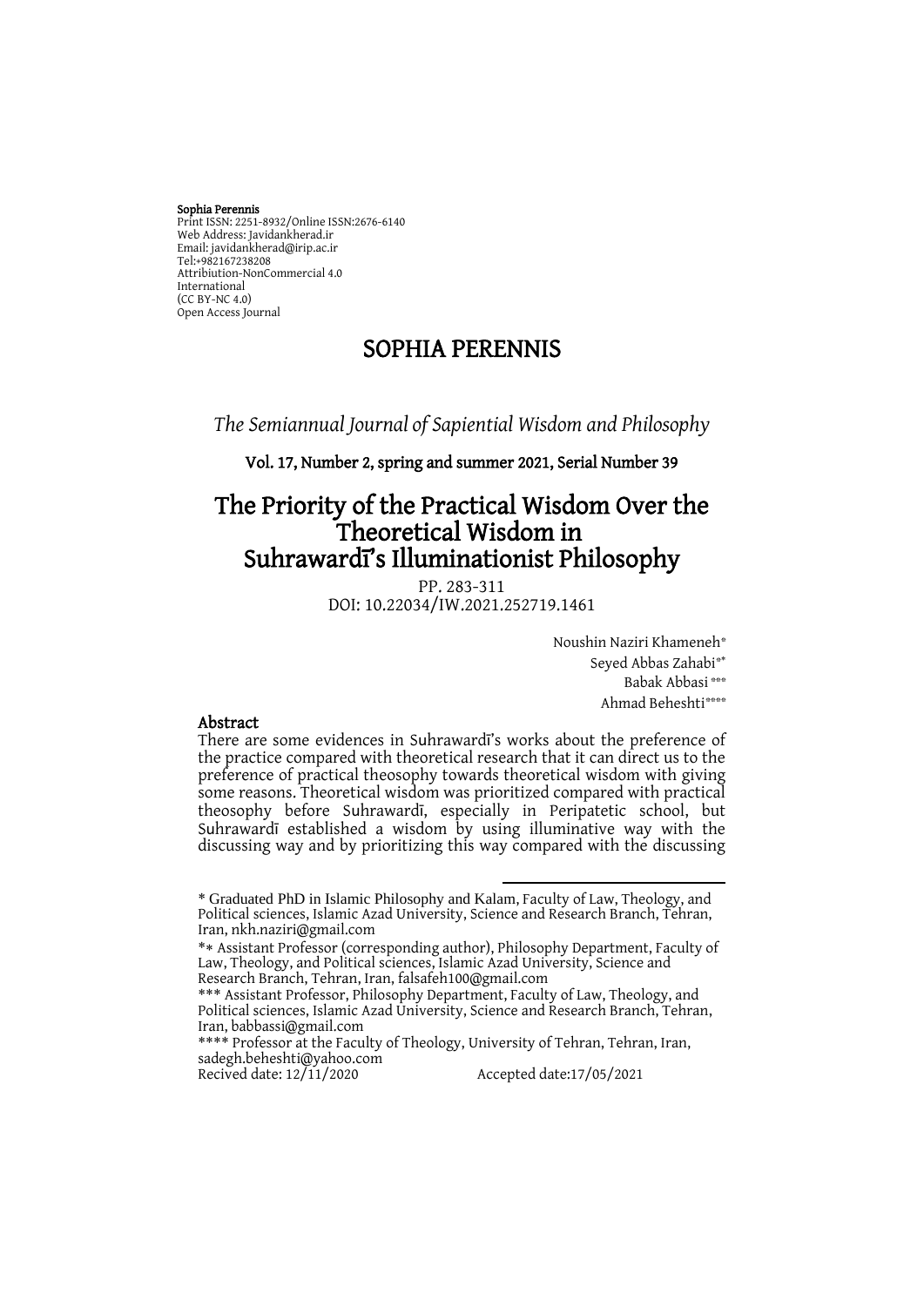**Sophia Perennis**
Print ISSN: 2251-8932/Online ISSN:2676-6140
Web Address: Javidankherad.ir
Email: javidankherad@irip.ac.ir
Tel:+982167238208
Attribiution-NonCommercial 4.0
International
(CC BY-NC 4.0)
Open Access Journal

# SOPHIA PERENNIS

*The Semiannual Journal of Sapiential Wisdom and Philosophy*

**Vol. 17, Number 2, spring and summer 2021, Serial Number 39**

# The Priority of the Practical Wisdom Over the Theoretical Wisdom in Suhrawardī's Illuminationist Philosophy

PP. 283-311
DOI: 10.22034/IW.2021.252719.1461

Noushin Naziri Khameneh*
Seyed Abbas Zahabi**
Babak Abbasi ***
Ahmad Beheshti****

## Abstract

There are some evidences in Suhrawardī's works about the preference of the practice compared with theoretical research that it can direct us to the preference of practical theosophy towards theoretical wisdom with giving some reasons. Theoretical wisdom was prioritized compared with practical theosophy before Suhrawardī, especially in Peripatetic school, but Suhrawardī established a wisdom by using illuminative way with the discussing way and by prioritizing this way compared with the discussing

---

* Graduated PhD in Islamic Philosophy and Kalam, Faculty of Law, Theology, and Political sciences, Islamic Azad University, Science and Research Branch, Tehran, Iran, nkh.naziri@gmail.com

** Assistant Professor (corresponding author), Philosophy Department, Faculty of Law, Theology, and Political sciences, Islamic Azad University, Science and Research Branch, Tehran, Iran, falsafeh100@gmail.com

*** Assistant Professor, Philosophy Department, Faculty of Law, Theology, and Political sciences, Islamic Azad University, Science and Research Branch, Tehran, Iran, babbassi@gmail.com

**** Professor at the Faculty of Theology, University of Tehran, Tehran, Iran, sadegh.beheshti@yahoo.com

Recived date: 12/11/2020 Accepted date:17/05/2021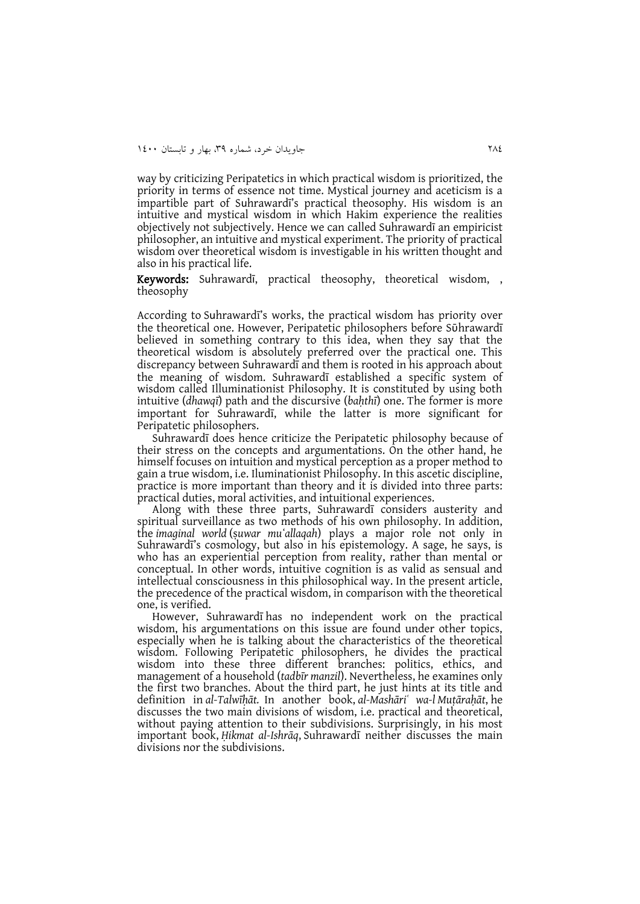way by criticizing Peripatetics in which practical wisdom is prioritized, the priority in terms of essence not time. Mystical journey and aceticism is a impartible part of Suhrawardī's practical theosophy. His wisdom is an intuitive and mystical wisdom in which Hakim experience the realities objectively not subjectively. Hence we can called Suhrawardī an empiricist philosopher, an intuitive and mystical experiment. The priority of practical wisdom over theoretical wisdom is investigable in his written thought and also in his practical life.

**Keywords:** Suhrawardī, practical theosophy, theoretical wisdom, , theosophy

According to Suhrawardī's works, the practical wisdom has priority over the theoretical one. However, Peripatetic philosophers before Sūhrawardī believed in something contrary to this idea, when they say that the theoretical wisdom is absolutely preferred over the practical one. This discrepancy between Suhrawardī and them is rooted in his approach about the meaning of wisdom. Suhrawardī established a specific system of wisdom called Illuminationist Philosophy. It is constituted by using both intuitive (*dhawqī*) path and the discursive (*baḥthī*) one. The former is more important for Suhrawardī, while the latter is more significant for Peripatetic philosophers.

Suhrawardī does hence criticize the Peripatetic philosophy because of their stress on the concepts and argumentations. On the other hand, he himself focuses on intuition and mystical perception as a proper method to gain a true wisdom, i.e. Iluminationist Philosophy. In this ascetic discipline, practice is more important than theory and it is divided into three parts: practical duties, moral activities, and intuitional experiences.

Along with these three parts, Suhrawardī considers austerity and spiritual surveillance as two methods of his own philosophy. In addition, the *imaginal world* (*ṣuwar mu'allaqah*) plays a major role not only in Suhrawardī's cosmology, but also in his epistemology. A sage, he says, is who has an experiential perception from reality, rather than mental or conceptual. In other words, intuitive cognition is as valid as sensual and intellectual consciousness in this philosophical way. In the present article, the precedence of the practical wisdom, in comparison with the theoretical one, is verified.

However, Suhrawardī has no independent work on the practical wisdom, his argumentations on this issue are found under other topics, especially when he is talking about the characteristics of the theoretical wisdom. Following Peripatetic philosophers, he divides the practical wisdom into these three different branches: politics, ethics, and management of a household (*tadbīr manzil*). Nevertheless, he examines only the first two branches. About the third part, he just hints at its title and definition in *al-Talwīḥāt.* In another book, *al-Mashāri' wa-l Muṭāraḥāt*, he discusses the two main divisions of wisdom, i.e. practical and theoretical, without paying attention to their subdivisions. Surprisingly, in his most important book, *Ḥikmat al-Ishrāq*, Suhrawardī neither discusses the main divisions nor the subdivisions.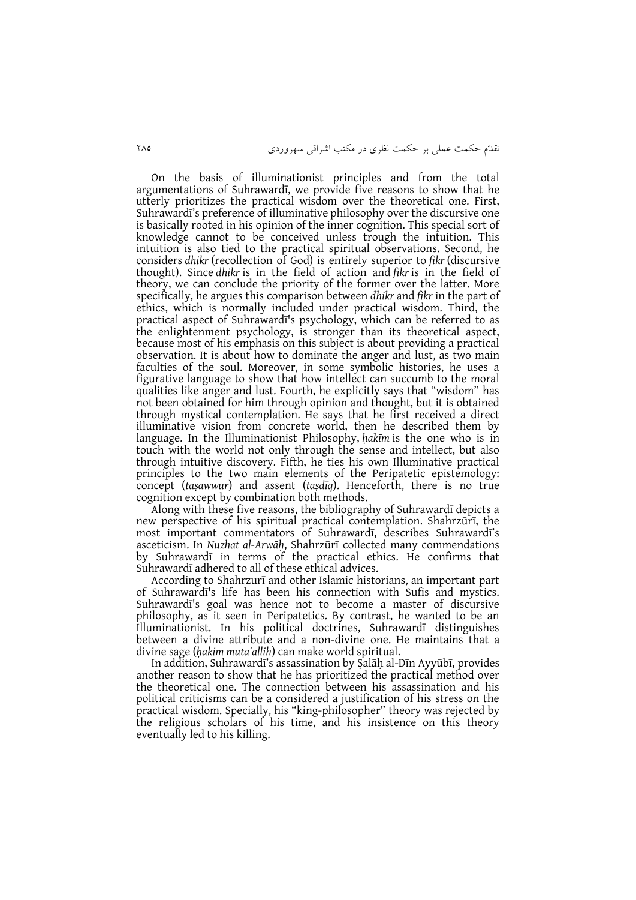On the basis of illuminationist principles and from the total argumentations of Suhrawardī, we provide five reasons to show that he utterly prioritizes the practical wisdom over the theoretical one. First, Suhrawardī's preference of illuminative philosophy over the discursive one is basically rooted in his opinion of the inner cognition. This special sort of knowledge cannot to be conceived unless trough the intuition. This intuition is also tied to the practical spiritual observations. Second, he considers *dhikr* (recollection of God) is entirely superior to *fikr* (discursive thought). Since *dhikr* is in the field of action and *fikr* is in the field of theory, we can conclude the priority of the former over the latter. More specifically, he argues this comparison between *dhikr* and *fikr* in the part of ethics, which is normally included under practical wisdom. Third, the practical aspect of Suhrawardī's psychology, which can be referred to as the enlightenment psychology, is stronger than its theoretical aspect, because most of his emphasis on this subject is about providing a practical observation. It is about how to dominate the anger and lust, as two main faculties of the soul. Moreover, in some symbolic histories, he uses a figurative language to show that how intellect can succumb to the moral qualities like anger and lust. Fourth, he explicitly says that "wisdom" has not been obtained for him through opinion and thought, but it is obtained through mystical contemplation. He says that he first received a direct illuminative vision from concrete world, then he described them by language. In the Illuminationist Philosophy, *ḥakīm* is the one who is in touch with the world not only through the sense and intellect, but also through intuitive discovery. Fifth, he ties his own Illuminative practical principles to the two main elements of the Peripatetic epistemology: concept (*taṣawwur*) and assent (*taṣdīq*). Henceforth, there is no true cognition except by combination both methods.

Along with these five reasons, the bibliography of Suhrawardī depicts a new perspective of his spiritual practical contemplation. Shahrzūrī, the most important commentators of Suhrawardī, describes Suhrawardī's asceticism. In *Nuzhat al-Arwāḥ*, Shahrzūrī collected many commendations by Suhrawardī in terms of the practical ethics. He confirms that Suhrawardī adhered to all of these ethical advices.

According to Shahrzurī and other Islamic historians, an important part of Suhrawardī's life has been his connection with Sufis and mystics. Suhrawardī's goal was hence not to become a master of discursive philosophy, as it seen in Peripatetics. By contrast, he wanted to be an Illuminationist. In his political doctrines, Suhrawardī distinguishes between a divine attribute and a non-divine one. He maintains that a divine sage (*ḥakim mutaʾallih*) can make world spiritual.

In addition, Suhrawardī's assassination by Ṣalāḥ al-Dīn Ayyūbī, provides another reason to show that he has prioritized the practical method over the theoretical one. The connection between his assassination and his political criticisms can be a considered a justification of his stress on the practical wisdom. Specially, his "king-philosopher" theory was rejected by the religious scholars of his time, and his insistence on this theory eventually led to his killing.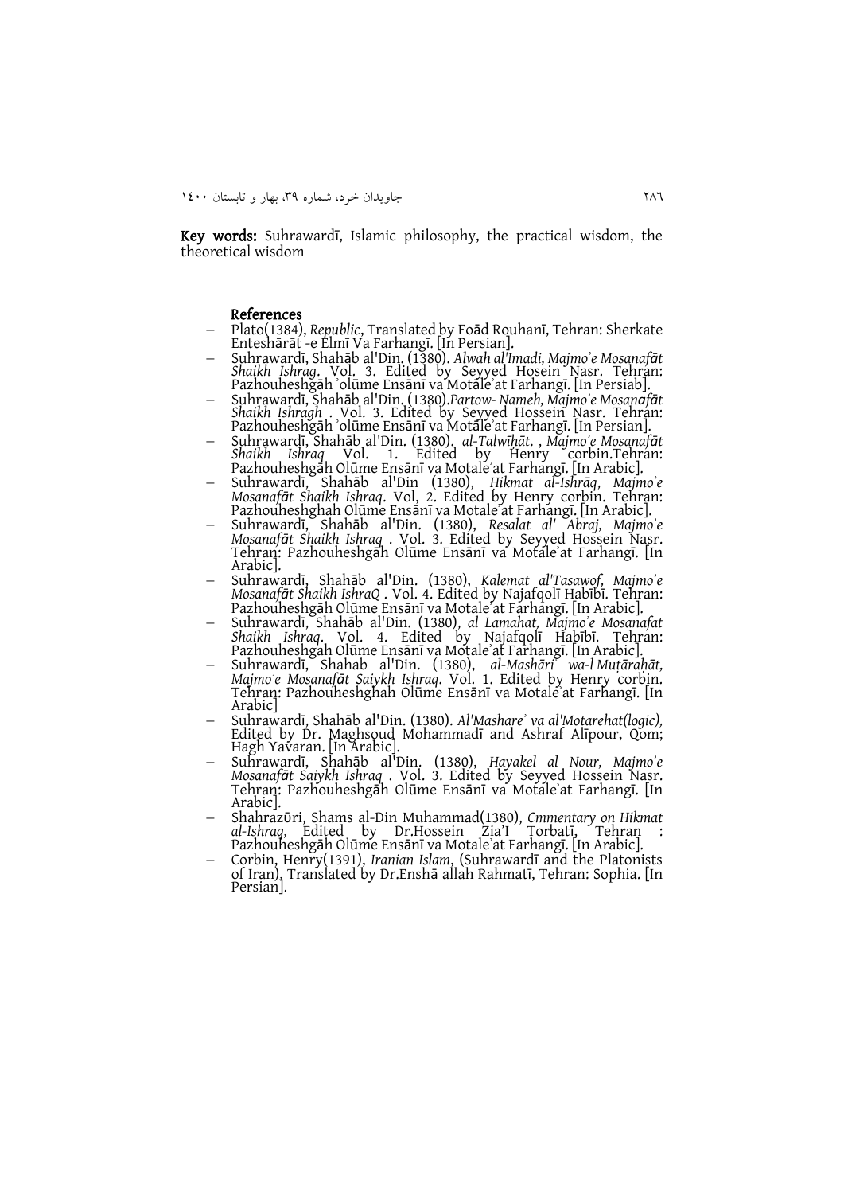**Key words:** Suhrawardī, Islamic philosophy, the practical wisdom, the theoretical wisdom

## References

- Plato(1384), *Republic*, Translated by Foād Rouhanī, Tehran: Sherkate Enteshārāt -e Elmī Va Farhangī. [In Persian].
- Suhrawardī, Shahāb al'Din. (1380). *Alwah al'Imadi, Majmoʾe Mosanafāt Shaikh Ishraq*. Vol. 3. Edited by Seyyed Hosein Nasr. Tehran: Pazhouheshgāh ʾolūme Ensānī va Motaleʾat Farhangī. [In Persiab].
- Suhrawardī, Shahāb al'Din. (1380).*Partow- Nameh, Majmoʾe Mosanafāt Shaikh Ishragh* . Vol. 3. Edited by Seyyed Hossein Nasr. Tehran: Pazhouheshgāh ʾolūme Ensānī va Motaleʾat Farhangī. [In Persian].
- Suhrawardī, Shahāb al'Din. (1380). *al-Talwīhāt*. , *Majmoʾe Mosanafāt Shaikh Ishraq* Vol. 1. Edited by Henry corbin.Tehran: Pazhouheshgāh Olūme Ensānī va Motaleʾat Farhangī. [In Arabic].
- Suhrawardī, Shahāb al'Din (1380), *Hikmat al-Ishrāq*, *Majmoʾe Mosanafāt Shaikh Ishraq*. Vol, 2. Edited by Henry corbin. Tehran: Pazhouheshghah Olūme Ensānī va Motaleʾat Farhangī. [In Arabic].
- Suhrawardī, Shahāb al'Din. (1380), *Resalat al' Abraj, Majmoʾe Mosanafāt Shaikh Ishraq* . Vol. 3. Edited by Seyyed Hossein Nasr. Tehran: Pazhouheshgāh Olūme Ensānī va Motaleʾat Farhangī. [In Arabic].
- Suhrawardī, Shahāb al'Din. (1380), *Kalemat al'Tasawof, Majmoʾe Mosanafāt Shaikh IshraQ* . Vol. 4. Edited by Najafqolī Habībī. Tehran: Pazhouheshgāh Olūme Ensānī va Motaleʾat Farhangī. [In Arabic].
- Suhrawardī, Shahāb al'Din. (1380), *al Lamahat, Majmoʾe Mosanafat Shaikh Ishraq*. Vol. 4. Edited by Najafqolī Habībī. Tehran: Pazhouheshgah Olūme Ensānī va Motaleʾat Farhangī. [In Arabic].
- Suhrawardī, Shahab al'Din. (1380), *al-Mashāri wa-l Muṭāraḥāt, Majmoʾe Mosanafāt Saiykh Ishraq*. Vol. 1. Edited by Henry corbin. Tehran: Pazhouheshghah Olūme Ensānī va Motaleʾat Farhangī. [In Arabic]
- Suhrawardī, Shahāb al'Din. (1380). *Al'Mashareʾ va al'Motarehat(logic)*, Edited by Dr. Maghsoud Mohammadī and Ashraf Alīpour, Qom; Hagh Yavaran. [In Arabic].
- Suhrawardī, Shahāb al'Din. (1380), *Hayakel al Nour, Majmoʾe Mosanafāt Saiykh Ishraq* . Vol. 3. Edited by Seyyed Hossein Nasr. Tehran: Pazhouheshgāh Olūme Ensānī va Motaleʾat Farhangī. [In Arabic].
- Shahrazūri, Shams al-Din Muhammad(1380), *Cmmentary on Hikmat al-Ishraq*, Edited by Dr.Hossein Zia'I Torbatī, Tehran : Pazhouheshgāh Olūme Ensānī va Motaleʾat Farhangī. [In Arabic].
- Corbin, Henry(1391), *Iranian Islam*, (Suhrawardī and the Platonists of Iran), Translated by Dr.Enshā allah Rahmatī, Tehran: Sophia. [In Persian].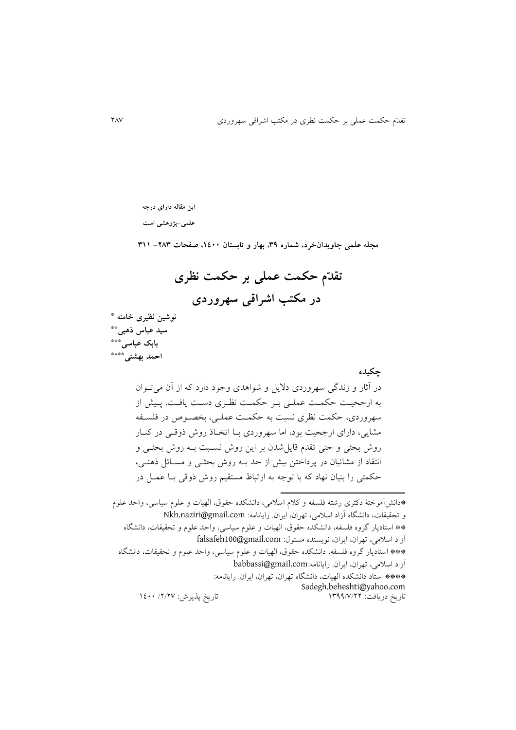**این مقاله دارای درجه**

**علمی-پژوهشی است**

**مجله علمی جاویدان‌خرد، شماره ۳۹، بهار و تابستان ۱۴۰۰، صفحات ۲۸۳- ۳۱۱**

# تقدّم حکمت عملی بر حکمت نظری در مکتب اشراقی سهروردی

**نوشین نظیری خامنه** *

**سید عباس ذهبی****

**بابک عباسی*****

**احمد بهشتی******

## چکیده

در آثار و زندگی سهروردی دلایل و شواهدی وجود دارد که از آن می‌توان به ارجحیت حکمت عملی بر حکمت نظری دست یافت. پیش از سهروردی، حکمت نظری نسبت به حکمت عملی، بخصوص در فلسفه مشایی، دارای ارجحیت بود، اما سهروردی با اتخاذ روش ذوقی در کنار روش بحثی و حتی تقدم قایل‌شدن بر این روش نسبت به روش بحثی و انتقاد از مشائیان در پرداختن بیش از حد به روش بحثی و مسائل ذهنی، حکمتی را بنیان نهاد که با توجه به ارتباط مستقیم روش ذوقی با عمل در

---

*دانش‌آموختهٔ دکتری رشته فلسفه و کلام اسلامی، دانشکده حقوق، الهیات و علوم سیاسی، واحد علوم و تحقیقات، دانشگاه آزاد اسلامی، تهران، ایران. رایانامه: Nkh.naziri@gmail.com

** استادیار گروه فلسفه، دانشکده حقوق، الهیات و علوم سیاسی، واحد علوم و تحقیقات، دانشگاه آزاد اسلامی، تهران، ایران، نویسنده مسئول: falsafeh100@gmail.com

*** استادیار گروه فلسفه، دانشکده حقوق، الهیات و علوم سیاسی، واحد علوم و تحقیقات، دانشگاه آزاد اسلامی، تهران، ایران. رایانامه:babbassi@gmail.com

**** استاد دانشکده الهیات، دانشگاه تهران، تهران، ایران. رایانامه: Sadegh.beheshti@yahoo.com

تاریخ دریافت: ۱۳۹۹/۷/۲۲ تاریخ پذیرش: ۱۴۰۰/۲/۲۷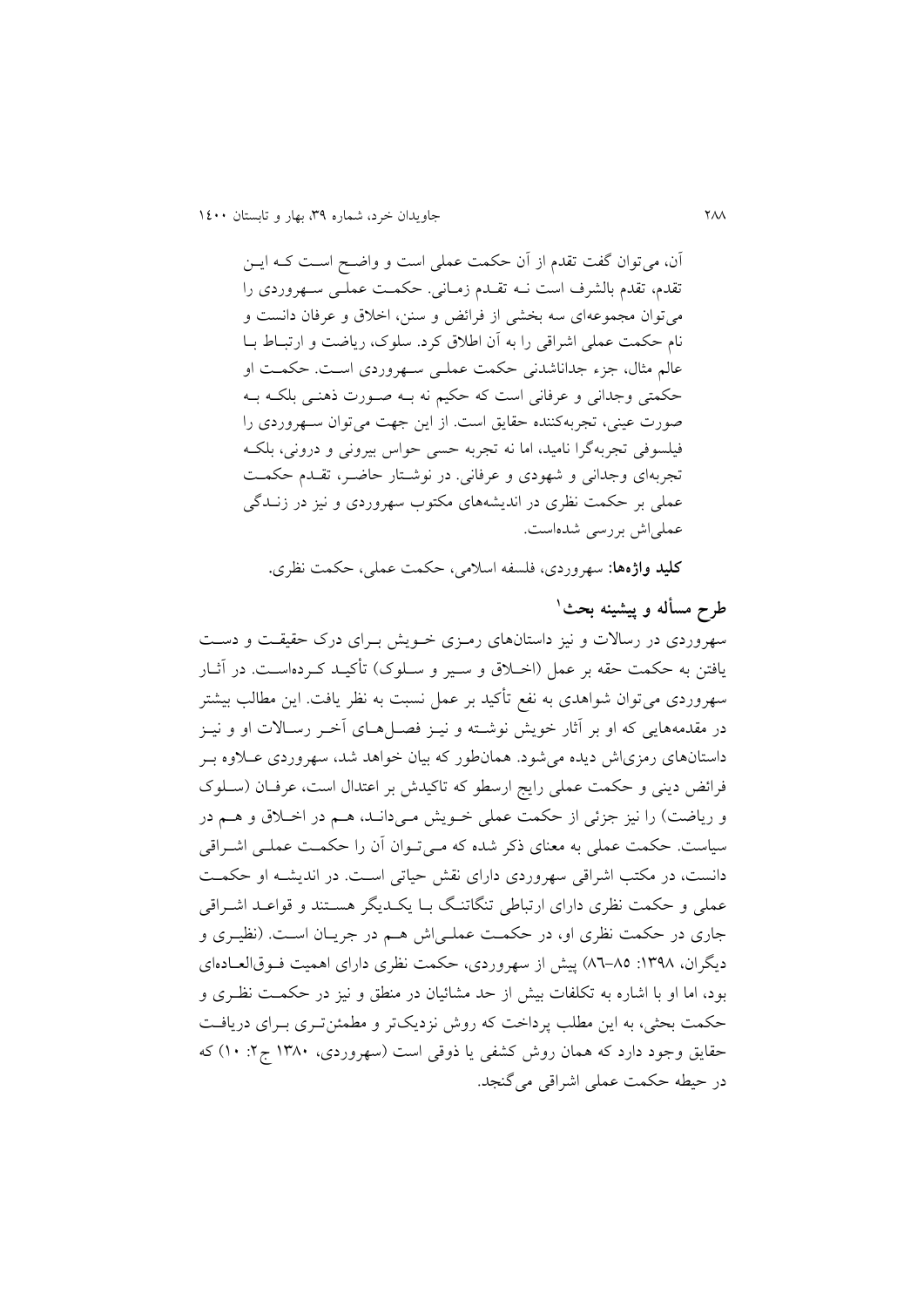آن، می‌توان گفت تقدم از آن حکمت عملی است و واضح است که این تقدم، تقدم بالشرف است نه تقدم زمانی. حکمت عملی سهروردی را می‌توان مجموعه‌ای سه بخشی از فرائض و سنن، اخلاق و عرفان دانست و نام حکمت عملی اشراقی را به آن اطلاق کرد. سلوک، ریاضت و ارتباط با عالم مثال، جزء جداناشدنی حکمت عملی سهروردی است. حکمت او حکمتی وجدانی و عرفانی است که حکیم نه به صورت ذهنی بلکه به صورت عینی، تجربه‌کننده حقایق است. از این جهت می‌توان سهروردی را فیلسوفی تجربه‌گرا نامید، اما نه تجربه حسی حواس بیرونی و درونی، بلکه تجربه‌ای وجدانی و شهودی و عرفانی. در نوشتار حاضر، تقدم حکمت عملی بر حکمت نظری در اندیشه‌های مکتوب سهروردی و نیز در زندگی عملی‌اش بررسی شده‌است.

**کلید واژه‌ها:** سهروردی، فلسفه اسلامی، حکمت عملی، حکمت نظری.

## طرح مسأله و پیشینه بحث[1]

سهروردی در رسالات و نیز داستان‌های رمزی خویش برای درک حقیقت و دست یافتن به حکمت حقه بر عمل (اخلاق و سیر و سلوک) تأکید کرده‌است. در آثار سهروردی می‌توان شواهدی به نفع تأکید بر عمل نسبت به نظر یافت. این مطالب بیشتر در مقدمه‌هایی که او بر آثار خویش نوشته و نیز فصل‌های آخر رسالات او و نیز داستان‌های رمزی‌اش دیده می‌شود. همان‌طور که بیان خواهد شد، سهروردی علاوه بر فرائض دینی و حکمت عملی رایج ارسطو که تاکیدش بر اعتدال است، عرفان (سلوک و ریاضت) را نیز جزئی از حکمت عملی خویش می‌داند، هم در اخلاق و هم در سیاست. حکمت عملی به معنای ذکر شده که می‌توان آن را حکمت عملی اشراقی دانست، در مکتب اشراقی سهروردی دارای نقش حیاتی است. در اندیشه او حکمت عملی و حکمت نظری دارای ارتباطی تنگاتنگ با یکدیگر هستند و قواعد اشراقی جاری در حکمت نظری او، در حکمت عملی‌اش هم در جریان است. (نظیری و دیگران، ۱۳۹۸: ۸۵–۸۶) پیش از سهروردی، حکمت نظری دارای اهمیت فوق‌العاده‌ای بود، اما او با اشاره به تکلفات بیش از حد مشائیان در منطق و نیز در حکمت نظری و حکمت بحثی، به این مطلب پرداخت که روش نزدیک‌تر و مطمئن‌تری برای دریافت حقایق وجود دارد که همان روش کشفی یا ذوقی است (سهروردی، ۱۳۸۰ ج۲: ۱۰) که در حیطه حکمت عملی اشراقی می‌گنجد.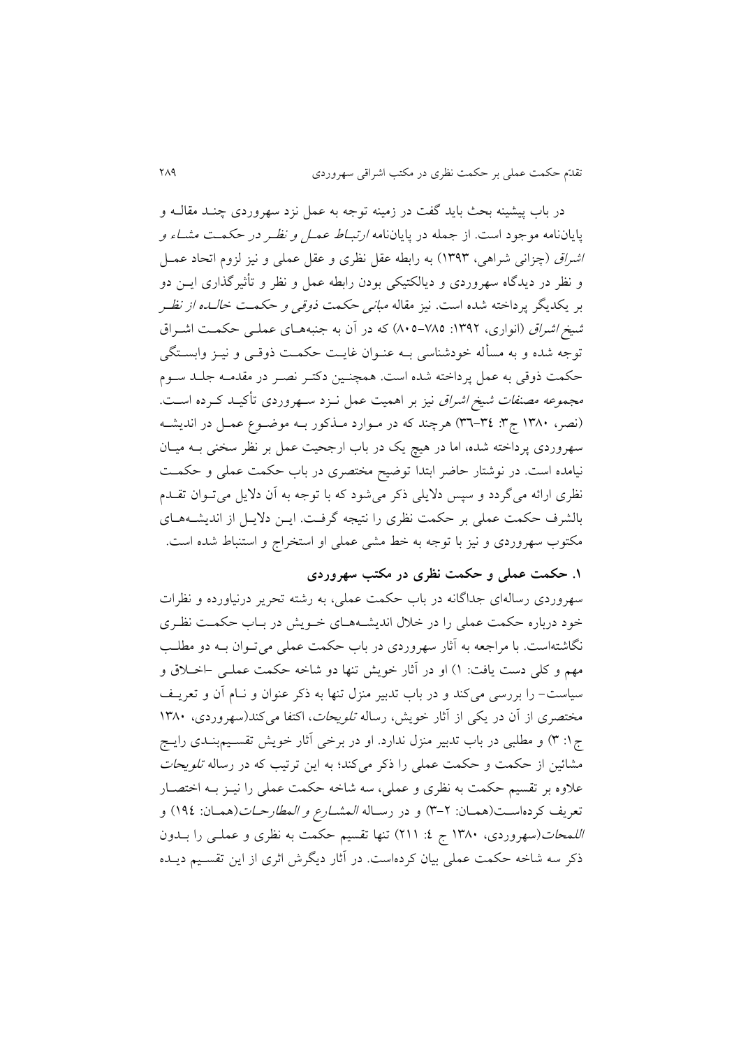در باب پیشینه بحث باید گفت در زمینه توجه به عمل نزد سهروردی چند مقاله و پایان‌نامه موجود است. از جمله در پایان‌نامه *ارتباط عمل و نظر در حکمت مشاء و اشراق* (چزانی شراهی، ۱۳۹۳) به رابطه عقل نظری و عقل عملی و نیز لزوم اتحاد عمل و نظر در دیدگاه سهروردی و دیالکتیکی بودن رابطه عمل و نظر و تأثیرگذاری این دو بر یکدیگر پرداخته شده است. نیز مقاله *مبانی حکمت ذوقی و حکمت خالده از نظر شیخ اشراق* (انواری، ۱۳۹۲: ۷۸۵-۸۰۵) که در آن به جنبه‌های عملی حکمت اشراق توجه شده و به مسأله خودشناسی به عنوان غایت حکمت ذوقی و نیز وابستگی حکمت ذوقی به عمل پرداخته شده است. همچنین دکتر نصر در مقدمه جلد سوم *مجموعه مصنفات شیخ اشراق* نیز بر اهمیت عمل نزد سهروردی تأکید کرده است. (نصر، ۱۳۸۰ ج۳: ۳۴-۳۶) هرچند که در موارد مذکور به موضوع عمل در اندیشه سهروردی پرداخته شده، اما در هیچ یک در باب ارجحیت عمل بر نظر سخنی به میان نیامده است. در نوشتار حاضر ابتدا توضیح مختصری در باب حکمت عملی و حکمت نظری ارائه می‌گردد و سپس دلایلی ذکر می‌شود که با توجه به آن دلایل می‌توان تقدم بالشرف حکمت عملی بر حکمت نظری را نتیجه گرفت. این دلایل از اندیشه‌های مکتوب سهروردی و نیز با توجه به خط مشی عملی او استخراج و استنباط شده است.

## ۱. حکمت عملی و حکمت نظری در مکتب سهروردی

سهروردی رساله‌ای جداگانه در باب حکمت عملی، به رشته تحریر درنیاورده و نظرات خود درباره حکمت عملی را در خلال اندیشه‌های خویش در باب حکمت نظری نگاشته‌است. با مراجعه به آثار سهروردی در باب حکمت عملی می‌توان به دو مطلب مهم و کلی دست یافت: ۱) او در آثار خویش تنها دو شاخه حکمت عملی -اخلاق و سیاست- را بررسی می‌کند و در باب تدبیر منزل تنها به ذکر عنوان و نام آن و تعریف مختصری از آن در یکی از آثار خویش، رساله *تلویحات*، اکتفا می‌کند(سهروردی، ۱۳۸۰ ج۱: ۳) و مطلبی در باب تدبیر منزل ندارد. او در برخی آثار خویش تقسیم‌بندی رایج مشائین از حکمت و حکمت عملی را ذکر می‌کند؛ به این ترتیب که در رساله *تلویحات* علاوه بر تقسیم حکمت به نظری و عملی، سه شاخه حکمت عملی را نیز به اختصار تعریف کرده‌است(همان: ۲-۳) و در رساله *المشارع و المطارحات*(همان: ۱۹۴) و *اللمحات*(سهروردی، ۱۳۸۰ ج ٤: ۲۱۱) تنها تقسیم حکمت به نظری و عملی را بدون ذکر سه شاخه حکمت عملی بیان کرده‌است. در آثار دیگرش اثری از این تقسیم دیده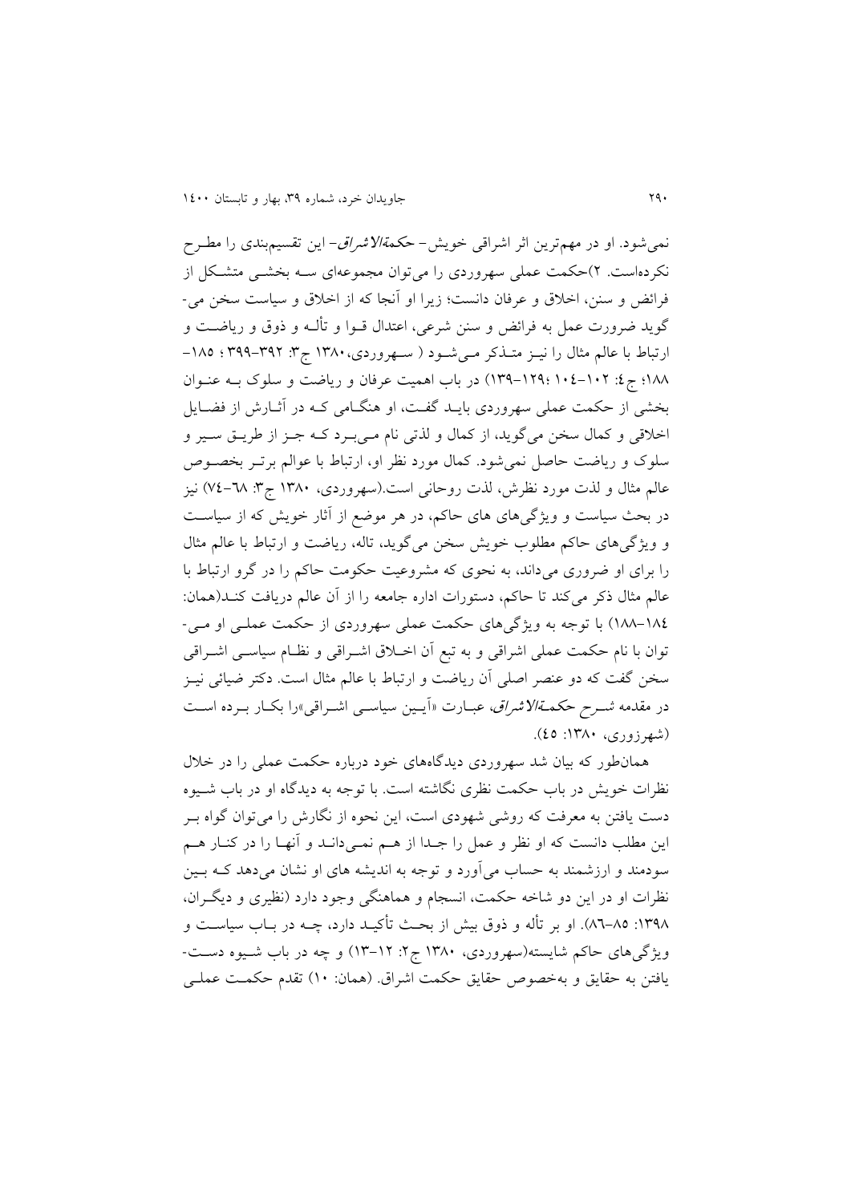نمی‌شود. او در مهم‌ترین اثر اشراقی خویش- *حکمة‌الاشراق*- این تقسیم‌بندی را مطرح نکرده‌است. ۲)حکمت عملی سهروردی را می‌توان مجموعه‌ای سه بخشی متشکل از فرائض و سنن، اخلاق و عرفان دانست؛ زیرا او آنجا که از اخلاق و سیاست سخن می‌گوید ضرورت عمل به فرائض و سنن شرعی، اعتدال قوا و تأله و ذوق و ریاضت و ارتباط با عالم مثال را نیز متذکر می‌شود ( سهروردی،۱۳۸۰ ج۳: ۳۹۲-۳۹۹ ؛ ۱۸۵-۱۸۸؛ ج۴: ۱۰۲-۱۰۴ ؛۱۲۹-۱۳۹) در باب اهمیت عرفان و ریاضت و سلوک به عنوان بخشی از حکمت عملی سهروردی باید گفت، او هنگامی که در آثارش از فضایل اخلاقی و کمال سخن می‌گوید، از کمال و لذتی نام می‌برد که جز از طریق سیر و سلوک و ریاضت حاصل نمی‌شود. کمال مورد نظر او، ارتباط با عوالم برتر بخصوص عالم مثال و لذت مورد نظرش، لذت روحانی است.(سهروردی، ۱۳۸۰ ج۳: ۶۸-۷۴) نیز در بحث سیاست و ویژگی‌های های حاکم، در هر موضع از آثار خویش که از سیاست و ویژگی‌های حاکم مطلوب خویش سخن می‌گوید، تاله، ریاضت و ارتباط با عالم مثال را برای او ضروری می‌داند، به نحوی که مشروعیت حکومت حاکم را در گرو ارتباط با عالم مثال ذکر می‌کند تا حاکم، دستورات اداره جامعه را از آن عالم دریافت کند(همان: ۱۸۴-۱۸۸) با توجه به ویژگی‌های حکمت عملی سهروردی از حکمت عملی او می‌توان با نام حکمت عملی اشراقی و به تبع آن اخلاق اشراقی و نظام سیاسی اشراقی سخن گفت که دو عنصر اصلی آن ریاضت و ارتباط با عالم مثال است. دکتر ضیائی نیز در مقدمه *شرح حکمة‌الاشراق*، عبارت «آیین سیاسی اشراقی»را بکار برده است (شهرزوری، ۱۳۸۰: ۴۵).

همان‌طور که بیان شد سهروردی دیدگاه‌های خود درباره حکمت عملی را در خلال نظرات خویش در باب حکمت نظری نگاشته است. با توجه به دیدگاه او در باب شیوه دست یافتن به معرفت که روشی شهودی است، این نحوه از نگارش را می‌توان گواه بر این مطلب دانست که او نظر و عمل را جدا از هم نمی‌داند و آنها را در کنار هم سودمند و ارزشمند به حساب می‌آورد و توجه به اندیشه های او نشان می‌دهد که بین نظرات او در این دو شاخه حکمت، انسجام و هماهنگی وجود دارد (نظیری و دیگران، ۱۳۹۸: ۸۵-۸۶). او بر تأله و ذوق بیش از بحث تأکید دارد، چه در باب سیاست و ویژگی‌های حاکم شایسته(سهروردی، ۱۳۸۰ ج۲: ۱۲-۱۳) و چه در باب شیوه دست‌یافتن به حقایق و به‌خصوص حقایق حکمت اشراق. (همان: ۱۰) تقدم حکمت عملی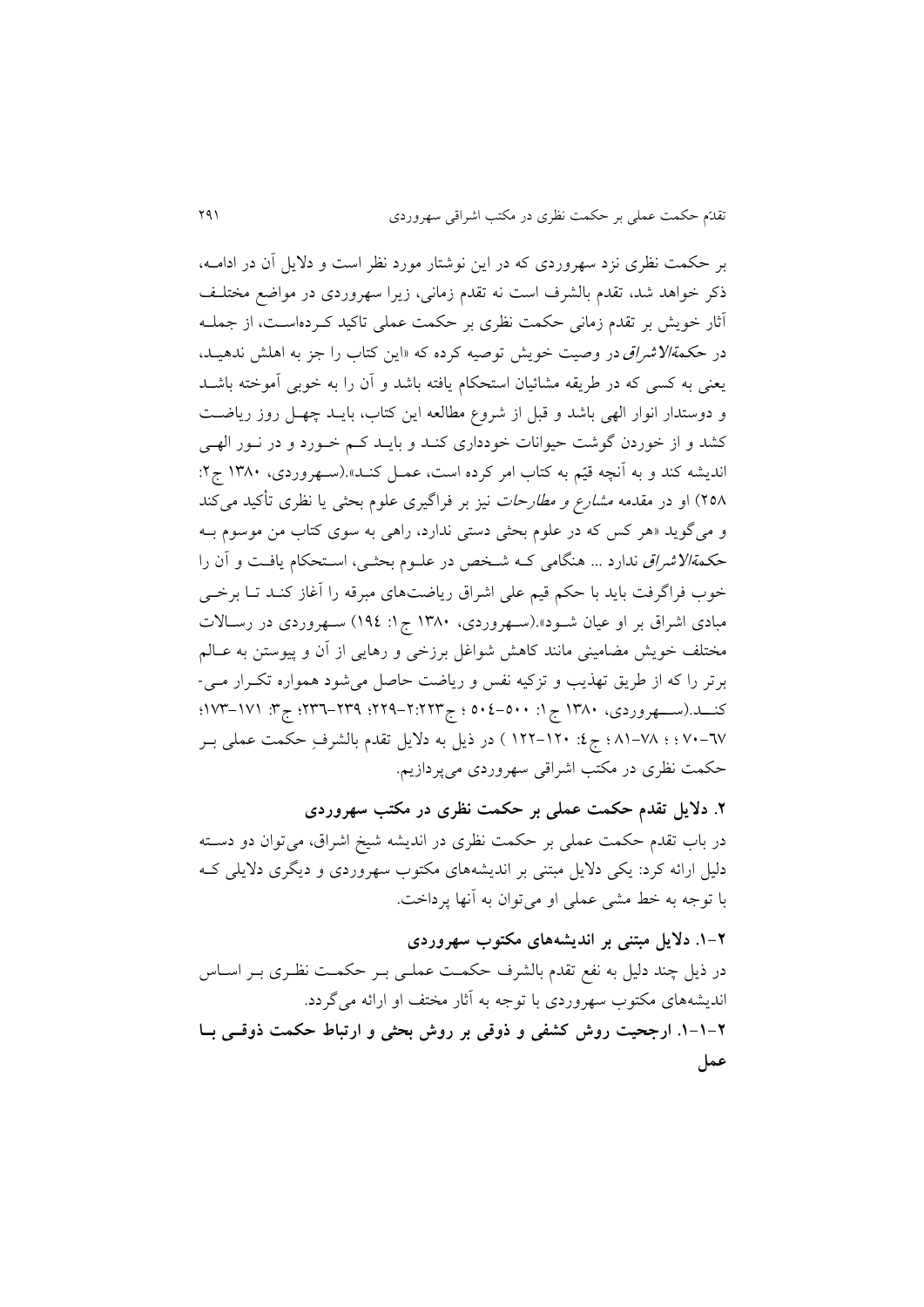بر حکمت نظری نزد سهروردی که در این نوشتار مورد نظر است و دلایل آن در ادامـه، ذکر خواهد شد، تقدم بالشرف است نه تقدم زمانی، زیرا سهروردی در مواضع مختلـف آثار خویش بر تقدم زمانی حکمت نظری بر حکمت عملی تاکید کـرده‌اسـت، از جملـه در *حکمة‌الاشراق* در وصیت خویش توصیه کرده که «این کتاب را جز به اهلش ندهیـد، یعنی به کسی که در طریقه مشائیان استحکام یافته باشد و آن را به خوبی آموخته باشـد و دوستدار انوار الهی باشد و قبل از شروع مطالعه این کتاب، بایـد چهـل روز ریاضـت کشد و از خوردن گوشت حیوانات خودداری کنـد و بایـد کـم خـورد و در نـور الهـی اندیشه کند و به آنچه قیّم به کتاب امر کرده است، عمـل کنـد».(سـهروردی، ۱۳۸۰ ج۲: ۲۵۸) او در مقدمه *مشارع و مطارحات* نیز بر فراگیری علوم بحثی یا نظری تأکید می‌کند و می‌گوید «هر کس که در علوم بحثی دستی ندارد، راهی به سوی کتاب من موسوم بـه *حکمة‌الاشراق* ندارد ... هنگامی کـه شـخص در علـوم بحثـی، اسـتحکام یافـت و آن را خوب فراگرفت باید با حکم قیم علی اشراق ریاضت‌های مبرقه را آغاز کنـد تـا برخـی مبادی اشراق بر او عیان شـود».(سـهروردی، ۱۳۸۰ ج۱: ۱۹٤) سـهروردی در رسـالات مختلف خویش مضامینی مانند کاهش شواغل برزخی و رهایی از آن و پیوستن به عـالم برتر را که از طریق تهذیب و تزکیه نفس و ریاضت حاصل می‌شود همواره تکـرار مـی‌کنـد.(سـهروردی، ۱۳۸۰ ج۱: ۵۰۰-۵۰٤ ؛ ج۳:۲۲۳-۲۲۹؛ ۲۳۹-۲۳٦؛ ج۳: ۱۷۱-۱۷۳؛ ٦۷-۷۰ ؛ ؛ ۷۸-۸۱ ؛ ج٤: ۱۲۰-۱۲۲ ) در ذیل به دلایل تقدم بالشرفِ حکمت عملی بـر حکمت نظری در مکتب اشراقی سهروردی می‌پردازیم.

## ۲. دلایل تقدم حکمت عملی بر حکمت نظری در مکتب سهروردی

در باب تقدم حکمت عملی بر حکمت نظری در اندیشه شیخ اشراق، می‌توان دو دسـته دلیل ارائه کرد: یکی دلایل مبتنی بر اندیشه‌های مکتوب سهروردی و دیگری دلایلی کـه با توجه به خط مشی عملی او می‌توان به آنها پرداخت.

### ۲-۱. دلایل مبتنی بر اندیشه‌های مکتوب سهروردی

در ذیل چند دلیل به نفع تقدم بالشرف حکمـت عملـی بـر حکمـت نظـری بـر اسـاس اندیشه‌های مکتوب سهروردی با توجه به آثار مختف او ارائه می‌گردد.

#### ۲-۱-۱. ارجحیت روش کشفی و ذوقی بر روش بحثی و ارتباط حکمت ذوقـی بـا عمل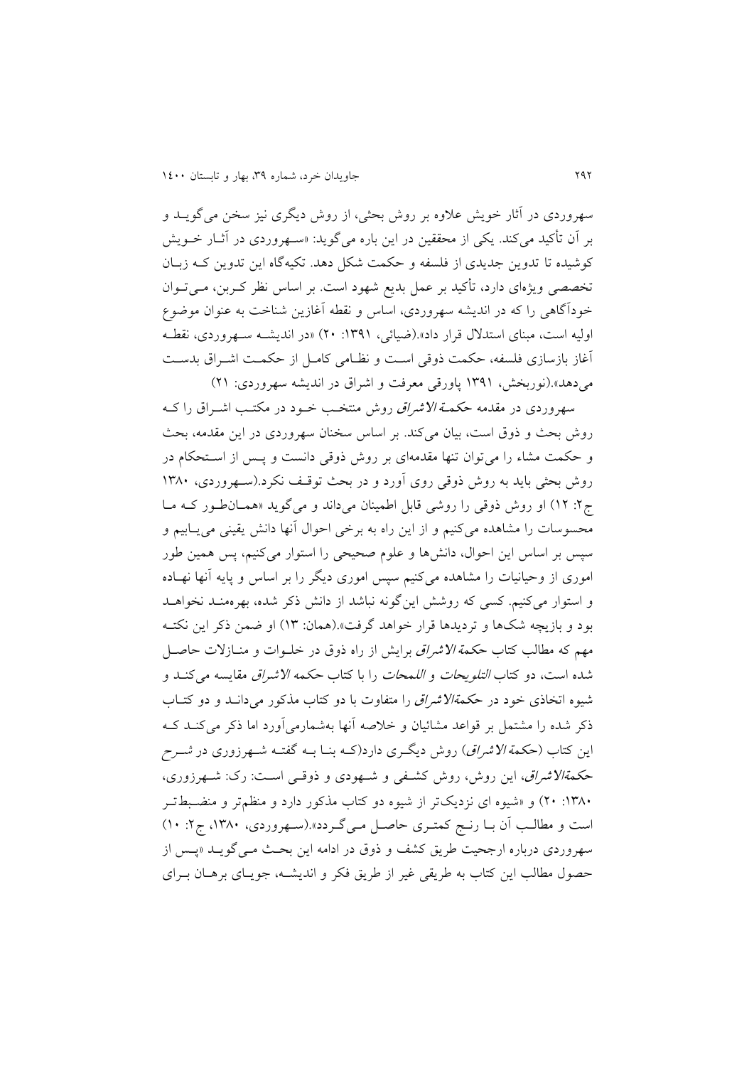سهروردی در آثار خویش علاوه بر روش بحثی، از روش دیگری نیز سخن می‌گوید و بر آن تأکید می‌کند. یکی از محققین در این باره می‌گوید: «سهروردی در آثار خویش کوشیده تا تدوین جدیدی از فلسفه و حکمت شکل دهد. تکیه‌گاه این تدوین که زبان تخصصی ویژه‌ای دارد، تأکید بر عمل بدیع شهود است. بر اساس نظر کربن، می‌توان خودآگاهی را که در اندیشه سهروردی، اساس و نقطه آغازین شناخت به عنوان موضوع اولیه است، مبنای استدلال قرار داد».(ضیائی، ۱۳۹۱: ۲۰) «در اندیشه سهروردی، نقطه آغاز بازسازی فلسفه، حکمت ذوقی است و نظامی کامل از حکمت اشراق بدست می‌دهد».(نوربخش، ۱۳۹۱ پاورقی معرفت و اشراق در اندیشه سهروردی: ۲۱)

سهروردی در مقدمه *حکمة الاشراق* روش منتخب خود در مکتب اشراق را که روش بحث و ذوق است، بیان می‌کند. بر اساس سخنان سهروردی در این مقدمه، بحث و حکمت مشاء را می‌توان تنها مقدمه‌ای بر روش ذوقی دانست و پس از استحکام در روش بحثی باید به روش ذوقی روی آورد و در بحث توقف نکرد.(سهروردی، ۱۳۸۰ ج۲: ۱۲) او روش ذوقی را روشی قابل اطمینان می‌داند و می‌گوید «همانطور که ما محسوسات را مشاهده می‌کنیم و از این راه به برخی احوال آنها دانش یقینی می‌یابیم و سپس بر اساس این احوال، دانش‌ها و علوم صحیحی را استوار می‌کنیم، پس همین طور اموری از وحیانیات را مشاهده می‌کنیم سپس اموری دیگر را بر اساس و پایه آنها نهاده و استوار می‌کنیم. کسی که روشش این‌گونه نباشد از دانش ذکر شده، بهره‌مند نخواهد بود و بازیچه شک‌ها و تردیدها قرار خواهد گرفت».(همان: ۱۳) او ضمن ذکر این نکته مهم که مطالب کتاب *حکمة الاشراق* برایش از راه ذوق در خلوات و منازلات حاصل شده است، دو کتاب *التلویحات* و *اللمحات* را با کتاب *حکمه الاشراق* مقایسه می‌کند و شیوه اتخاذی خود در *حکمةالاشراق* را متفاوت با دو کتاب مذکور می‌داند و دو کتاب ذکر شده را مشتمل بر قواعد مشائیان و خلاصه آنها به‌شمارمی‌آورد اما ذکر می‌کند که این کتاب (*حکمة الاشراق*) روش دیگری دارد(که بنا به گفته شهرزوری در شرح *حکمةالاشراق*، این روش، روش کشفی و شهودی و ذوقی است: رک: شهرزوری، ۱۳۸۰: ۲۰) و «شیوه ای نزدیک‌تر از شیوه دو کتاب مذکور دارد و منظم‌تر و منضبط‌تر است و مطالب آن با رنج کمتری حاصل می‌گردد».(سهروردی، ۱۳۸۰، ج۲: ۱۰) سهروردی درباره ارجحیت طریق کشف و ذوق در ادامه این بحث می‌گوید «پس از حصول مطالب این کتاب به طریقی غیر از طریق فکر و اندیشه، جویای برهان برای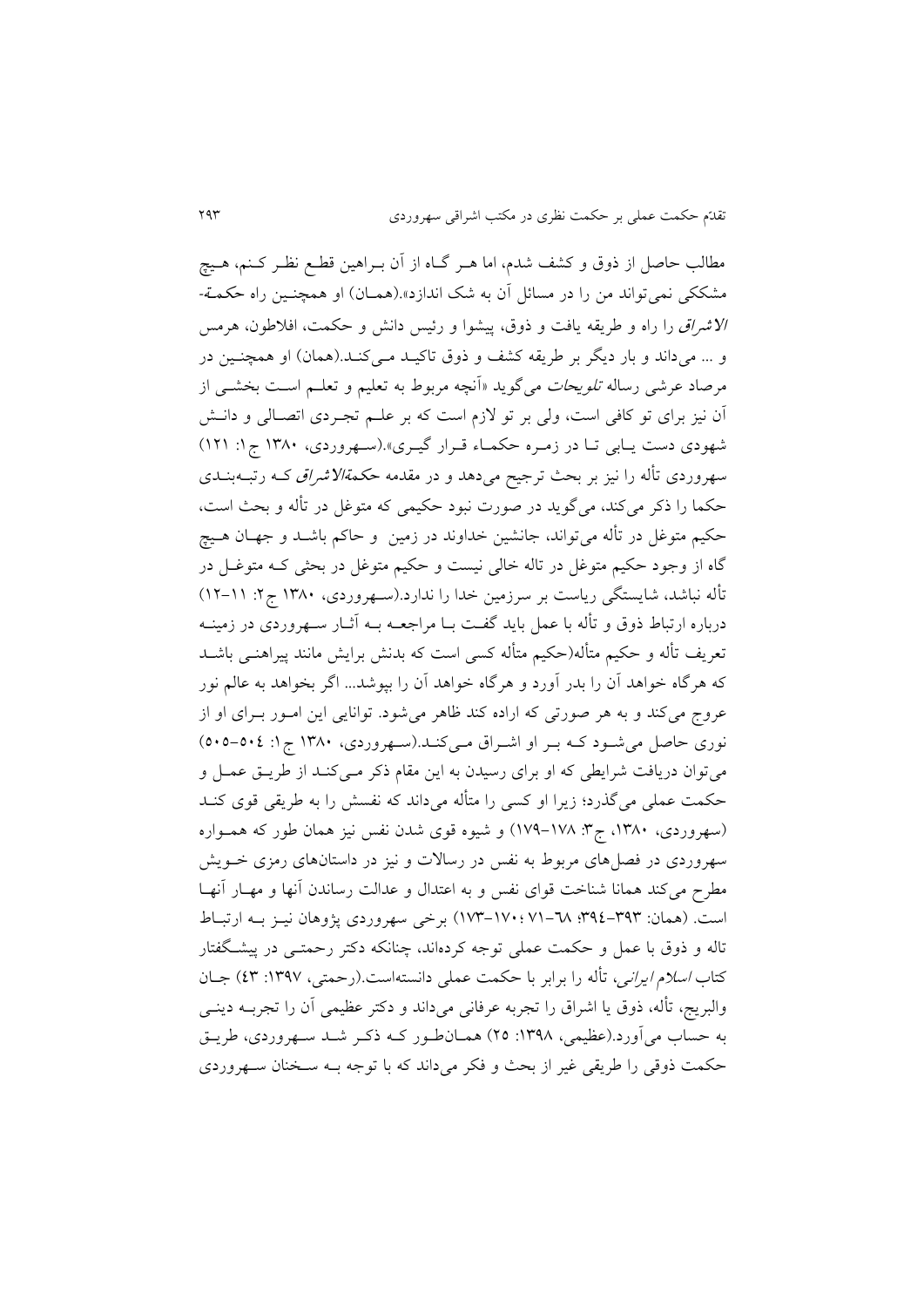مطالب حاصل از ذوق و کشف شدم، اما هـر گـاه از آن بـراهین قطـع نظـر کـنم، هـیچ مشککی نمی‌تواند من را در مسائل آن به شک اندازد».(همـان) او همچنـین راه حکمـة-*الاشراق* را راه و طریقه یافت و ذوق، پیشوا و رئیس دانش و حکمت، افلاطون، هرمس و ... می‌داند و بار دیگر بر طریقه کشف و ذوق تاکیـد مـی‌کنـد.(همان) او همچنـین در مرصاد عرشی رساله *تلویحات* می‌گوید «آنچه مربوط به تعلیم و تعلـم اسـت بخشـی از آن نیز برای تو کافی است، ولی بر تو لازم است که بر علـم تجـردی اتصـالی و دانـش شهودی دست یـابی تـا در زمـره حکمـاء قـرار گیـری».(سـهروردی، ۱۳۸۰ ج۱: ۱۲۱) سهروردی تأله را نیز بر بحث ترجیح می‌دهد و در مقدمه *حکمةالاشراق* کـه رتبـه‌بنـدی حکما را ذکر می‌کند، می‌گوید در صورت نبود حکیمی که متوغل در تأله و بحث است، حکیم متوغل در تأله می‌تواند، جانشین خداوند در زمین و حاکم باشـد و جهـان هـیچ گاه از وجود حکیم متوغل در تاله خالی نیست و حکیم متوغل در بحثی کـه متوغـل در تأله نباشد، شایستگی ریاست بر سرزمین خدا را ندارد.(سـهروردی، ۱۳۸۰ ج۲: ۱۱-۱۲) درباره ارتباط ذوق و تأله با عمل باید گفـت بـا مراجعـه بـه آثـار سـهروردی در زمینـه تعریف تأله و حکیم متأله(حکیم متأله کسی است که بدنش برایش مانند پیراهنـی باشـد که هرگاه خواهد آن را بدر آورد و هرگاه خواهد آن را بپوشد... اگر بخواهد به عالم نور عروج می‌کند و به هر صورتی که اراده کند ظاهر می‌شود. توانایی این امـور بـرای او از نوری حاصل می‌شـود کـه بـر او اشـراق مـی‌کنـد.(سـهروردی، ۱۳۸۰ ج۱: ۵۰۴-۵۰۵) می‌توان دریافت شرایطی که او برای رسیدن به این مقام ذکر مـی‌کنـد از طریـق عمـل و حکمت عملی می‌گذرد؛ زیرا او کسی را متأله می‌داند که نفسش را به طریقی قوی کنـد (سهروردی، ۱۳۸۰، ج۳: ۱۷۸-۱۷۹) و شیوه قوی شدن نفس نیز همان طور که همـواره سهروردی در فصل‌های مربوط به نفس در رسالات و نیز در داستان‌های رمزی خـویش مطرح می‌کند همانا شناخت قوای نفس و به اعتدال و عدالت رساندن آنها و مهـار آنهـا است. (همان: ۳۹۳-۳۹۴؛ ۶۸-۷۱ ؛۱۷۰-۱۷۳) برخی سهروردی پژوهان نیـز بـه ارتبـاط تاله و ذوق با عمل و حکمت عملی توجه کرده‌اند، چنانکه دکتر رحمتـی در پیشـگفتار کتاب *اسلام ایرانی*، تأله را برابر با حکمت عملی دانسته‌است.(رحمتی، ۱۳۹۷: ۴۳) جـان والبریج، تأله، ذوق یا اشراق را تجربه عرفانی می‌داند و دکتر عظیمی آن را تجربـه دینـی به حساب می‌آورد.(عظیمی، ۱۳۹۸: ۲۵) همـان‌طـور کـه ذکـر شـد سـهروردی، طریـق حکمت ذوقی را طریقی غیر از بحث و فکر می‌داند که با توجه بـه سـخنان سـهروردی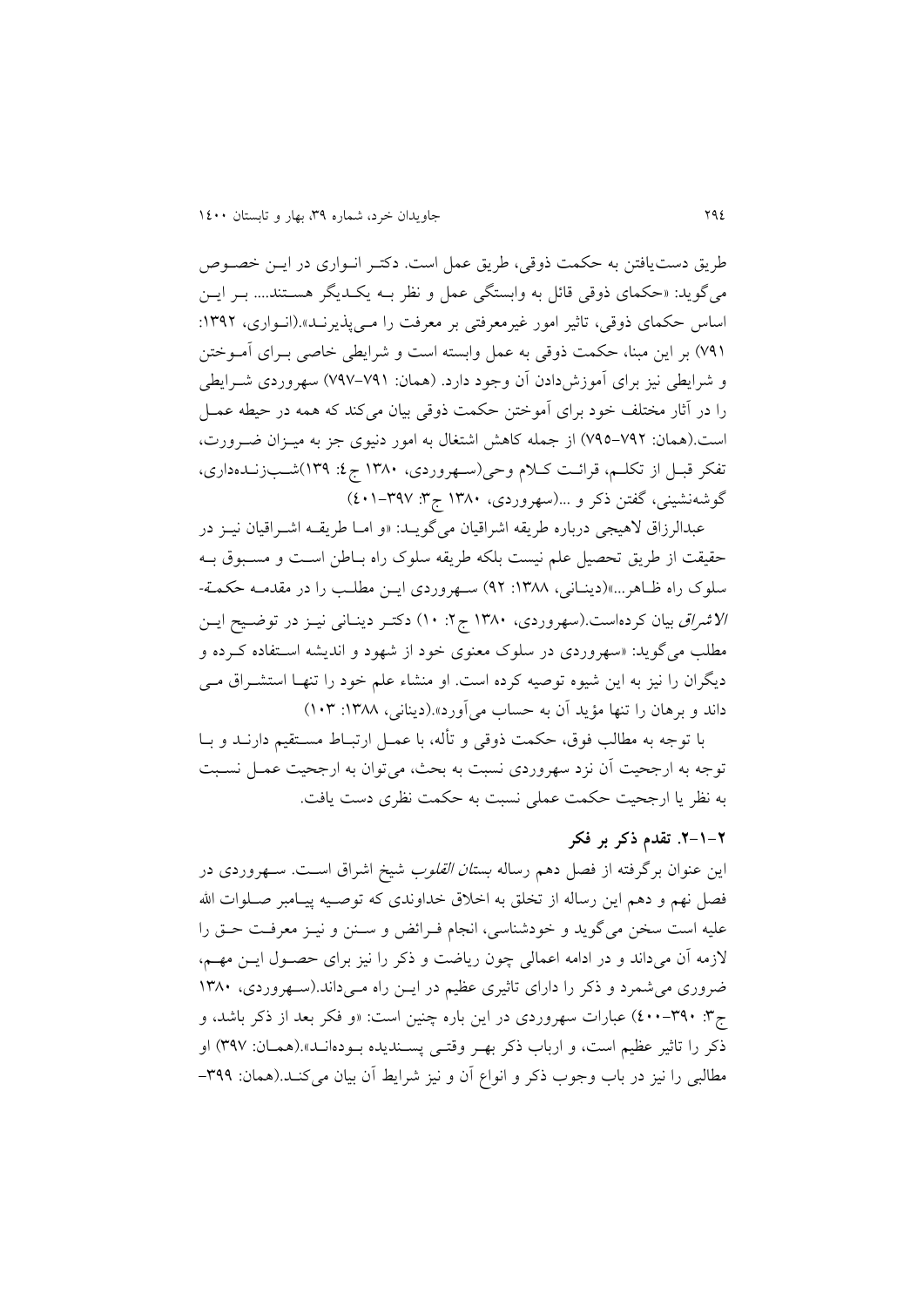طریق دست‌یافتن به حکمت ذوقی، طریق عمل است. دکتر انـواری در ایـن خصـوص می‌گوید: «حکمای ذوقی قائل به وابستگی عمل و نظر بـه یکـدیگر هسـتند.... بـر ایـن اساس حکمای ذوقی، تاثیر امور غیرمعرفتی بر معرفت را مـی‌پذیرنـد».(انـواری، ۱۳۹۲: ۷۹۱) بر این مبنا، حکمت ذوقی به عمل وابسته است و شرایطی خاصی بـرای آمـوختن و شرایطی نیز برای آموزش‌دادن آن وجود دارد. (همان: ۷۹۱-۷۹۷) سهروردی شـرایطی را در آثار مختلف خود برای آموختن حکمت ذوقی بیان می‌کند که همه در حیطه عمـل است.(همان: ۷۹۲-۷۹۵) از جمله کاهش اشتغال به امور دنیوی جز به میـزان ضـرورت، تفکر قبـل از تکلـم، قرائـت کـلام وحی(سـهروردی، ۱۳۸۰ ج۴: ۱۳۹)شـب‌زنـده‌داری، گوشه‌نشینی، گفتن ذکر و ...(سهروردی، ۱۳۸۰ ج۳: ۳۹۷-۴۰۱)

عبدالرزاق لاهیجی درباره طریقه اشراقیان می‌گویـد: «و امـا طریقـه اشـراقیان نیـز در حقیقت از طریق تحصیل علم نیست بلکه طریقه سلوک راه بـاطن اسـت و مسـبوق بـه سلوک راه ظـاهر...»(دینـانی، ۱۳۸۸: ۹۲) سـهروردی ایـن مطلـب را در مقدمـه *حکمة-الاشراق* بیان کرده‌است.(سهروردی، ۱۳۸۰ ج۲: ۱۰) دکتـر دینـانی نیـز در توضـیح ایـن مطلب می‌گوید: «سهروردی در سلوک معنوی خود از شهود و اندیشه اسـتفاده کـرده و دیگران را نیز به این شیوه توصیه کرده است. او منشاء علم خود را تنهـا استشـراق مـی داند و برهان را تنها مؤید آن به حساب می‌آورد».(دینانی، ۱۳۸۸: ۱۰۳)

با توجه به مطالب فوق، حکمت ذوقی و تألّه، با عمـل ارتبـاط مسـتقیم دارنـد و بـا توجه به ارجحیت آن نزد سهروردی نسبت به بحث، می‌توان به ارجحیت عمـل نسـبت به نظر یا ارجحیت حکمت عملی نسبت به حکمت نظری دست یافت.

### ۲-۱-۲. تقدم ذکر بر فکر

این عنوان برگرفته از فصل دهم رساله *بستان القلوب* شیخ اشراق اسـت. سـهروردی در فصل نهم و دهم این رساله از تخلق به اخلاق خداوندی که توصـیه پیـامبر صـلوات الله علیه است سخن می‌گوید و خودشناسی، انجام فـرائض و سـنن و نیـز معرفـت حـق را لازمه آن می‌داند و در ادامه اعمالی چون ریاضت و ذکر را نیز برای حصـول ایـن مهـم، ضروری می‌شمرد و ذکر را دارای تاثیری عظیم در ایـن راه مـی‌داند.(سـهروردی، ۱۳۸۰ ج۳: ۳۹۰-۴۰۰) عبارات سهروردی در این باره چنین است: «و فکر بعد از ذکر باشد، و ذکر را تاثیر عظیم است، و ارباب ذکر بهـر وقتـی پسـندیده بـوده‌انـد».(همـان: ۳۹۷) او مطالبی را نیز در باب وجوب ذکر و انواع آن و نیز شرایط آن بیان می‌کنـد.(همان: ۳۹۹-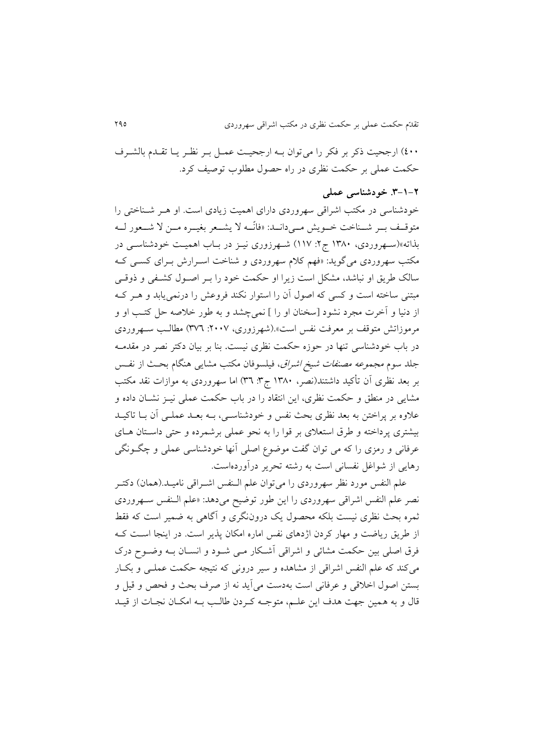٤٠٠) ارجحیت ذکر بر فکر را می‌توان بـه ارجحیـت عمـل بـر نظـر یـا تقـدم بالشـرف حکمت عملی بر حکمت نظری در راه حصول مطلوب توصیف کرد.

### ۲-۱-۳. خودشناسی عملی

خودشناسی در مکتب اشراقی سهروردی دارای اهمیت زیادی است. او هـر شـناختی را متوقـف بـر شـناخت خـویش مـی‌دانـد: «فانّـه لا یشـعر بغیـره مـن لا شـعور لـه بذاته»(سـهروردی، ۱۳۸۰ ج۲: ۱۱۷) شـهرزوری نیـز در بـاب اهمیـت خودشناسـی در مکتب سهروردی می‌گوید: «فهم کلام سهروردی و شناخت اسـرارش بـرای کسـی کـه سالک طریق او نباشد، مشکل است زیرا او حکمت خود را بـر اصـول کشـفی و ذوقـی مبتنی ساخته است و کسی که اصول آن را استوار نکند فروعش را درنمی‌یابد و هـر کـه از دنیا و آخرت مجرد نشود [سخنان او را ] نمی‌چشد و به طور خلاصه حل کتـب او و مرموزاتش متوقف بر معرفت نفس است».(شهرزوری، ۲۰۰۷: ۳۷٦) مطالـب سـهروردی در باب خودشناسی تنها در حوزه حکمت نظری نیست. بنا بر بیان دکتر نصر در مقدمـه جلد سوم *مجموعه مصنفات شیخ اشراق*، فیلسوفان مکتب مشایی هنگام بحـث از نفـس بر بعد نظری آن تأکید داشتند(نصر، ۱۳۸۰ ج۳: ۳٦) اما سهروردی به موازات نقد مکتب مشایی در منطق و حکمت نظری، این انتقاد را در باب حکمت عملی نیـز نشـان داده و علاوه بر پراختن به بعد نظری بحث نفس و خودشناسـی، بـه بعـد عملـی آن بـا تاکیـد بیشتری پرداخته و طرق استعلای بر قوا را به نحو عملی برشمرده و حتی داسـتان هـای عرفانی و رمزی را که می توان گفت موضوع اصلی آنها خودشناسی عملی و چگـونگی رهایی از شواغل نفسانی است به رشته تحریر درآورده‌است.

علم النفس مورد نظر سهروردی را می‌توان علم الـنفس اشـراقی نامیـد.(همان) دکتـر نصر علم النفس اشراقی سهروردی را این طور توضیح می‌دهد: «علم الـنفس سـهروردی ثمره بحث نظری نیست بلکه محصول یک درون‌نگری و آگاهی به ضمیر است که فقط از طریق ریاضت و مهار کردن اژدهای نفس اماره امکان پذیر است. در اینجا اسـت کـه فرق اصلی بین حکمت مشائی و اشراقی آشـکار مـی شـود و انسـان بـه وضـوح درک می‌کند که علم النفس اشراقی از مشاهده و سیر درونی که نتیجه حکمت عملـی و بکـار بستن اصول اخلاقی و عرفانی است به‌دست می‌آید نه از صرف بحث و فحص و قیل و قال و به همین جهت هدف این علـم، متوجـه کـردن طالـب بـه امکـان نجـات از قیـد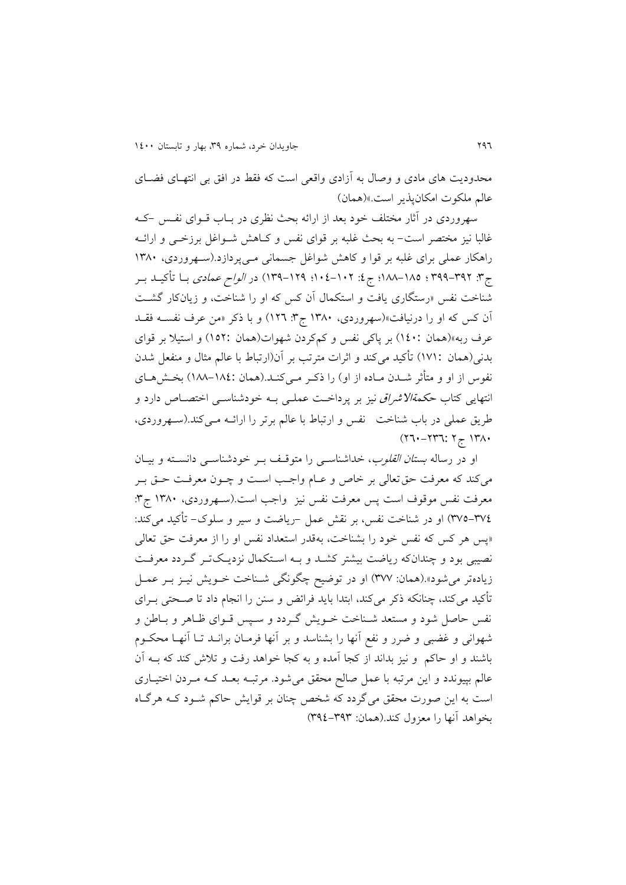محدودیت های مادی و وصال به آزادی واقعی است که فقط در افق بی انتهـای فضـای عالم ملکوت امکان‌پذیر است.»(همان)

سهروردی در آثار مختلف خود بعد از ارائه بحث نظری در بـاب قـوای نفـس –کـه غالبا نیز مختصر است– به بحث غلبه بر قوای نفس و کـاهش شـواغل برزخـی و ارائـه راهکار عملی برای غلبه بر قوا و کاهش شواغل جسمانی مـی‌پردازد.(سـهروردی، ۱۳۸۰ ج۳: ۳۹۲–۳۹۹ ؛ ۱۸۵–۱۸۸؛ ج٤: ۱۰۲–۱۰٤؛ ۱۲۹–۱۳۹) در *الواح عمادی* بـا تأکیـد بـر شناخت نفس «رستگاری یافت و استکمال آن کس که او را شناخت، و زیان‌کار گشـت آن کس که او را درنیافت»(سهروردی، ۱۳۸۰ ج۳: ۱۲٦) و با ذکر «من عرف نفسـه فقـد عرف ربه»(همان :۱٤۰) بر پاکی نفس و کم‌کردن شهوات(همان :۱۵۲) و استیلا بر قوای بدنی(همان :۱۷۱) تأکید می‌کند و اثرات مترتب بر آن(ارتباط با عالم مثال و منفعل شدن نفوس از او و متأثر شـدن مـاده از او) را ذکـر مـی‌کنـد.(همان :۱۸٤–۱۸۸) بخـش‌هـای انتهایی کتاب *حکمةالاشراق* نیز بر پرداخـت عملـی بـه خودشناسـی اختصـاص دارد و طریق عملی در باب شناخت نفس و ارتباط با عالم برتر را ارائـه مـی‌کند.(سـهروردی، ۱۳۸۰ ج۲ :۲۳٦–۲٦۰)

او در رساله *بستان القلوب*، خداشناسـی را متوقـف بـر خودشناسـی دانسـته و بیـان می‌کند که معرفت حق‌تعالی بر خاص و عـام واجـب اسـت و چـون معرفـت حـق بـر معرفت نفس موقوف است پس معرفت نفس نیز واجب است.(سـهروردی، ۱۳۸۰ ج۳: ۳۷٤–۳۷۵) او در شناخت نفس، بر نقش عمل –ریاضت و سیر و سلوک– تأکید می‌کند: «پس هر کس که نفس خود را بشناخت، به‌قدر استعداد نفس او را از معرفت حق تعالی نصیبی بود و چندانکه ریاضت بیشتر کشـد و بـه اسـتکمال نزدیـک‌تـر گـردد معرفـت زیاده‌تر می‌شود».(همان: ۳۷۷) او در توضیح چگونگی شـناخت خـویش نیـز بـر عمـل تأکید می‌کند، چنانکه ذکر می‌کند، ابتدا باید فرائض و سنن را انجام داد تا صـحتی بـرای نفس حاصل شود و مستعد شـناخت خـویش گـردد و سـپس قـوای ظـاهر و بـاطن و شهوانی و غضبی و ضرر و نفع آنها را بشناسد و بر آنها فرمـان برانـد تـا آنهـا محکـوم باشند و او حاکم و نیز بداند از کجا آمده و به کجا خواهد رفت و تلاش کند که بـه آن عالم بپیوندد و این مرتبه با عمل صالح محقق می‌شود. مرتبـه بعـد کـه مـردن اختیـاری است به این صورت محقق می‌گردد که شخص چنان بر قوایش حاکم شـود کـه هرگـاه بخواهد آنها را معزول کند.(همان: ۳۹۳–۳۹٤)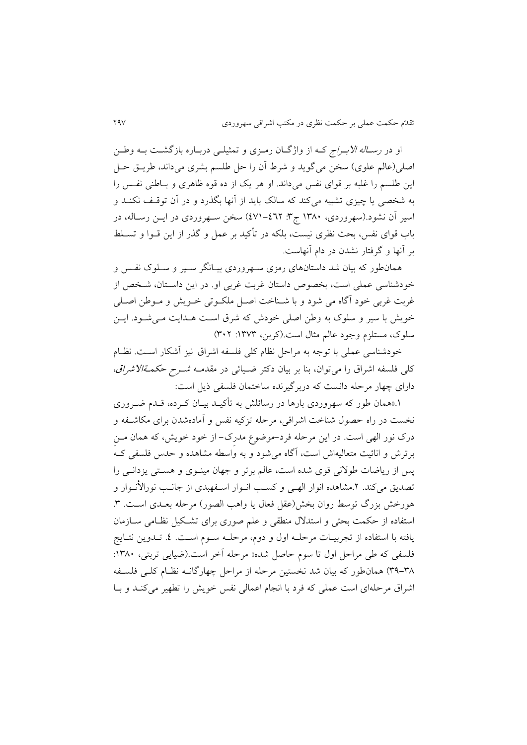او در *رساله الابراج* که از واژگان رمزی و تمثیلی درباره بازگشت به وطن اصلی(عالم علوی) سخن می‌گوید و شرط آن را حل طلسم بشری می‌داند، طریق حل این طلسم را غلبه بر قوای نفس می‌داند. او هر یک از ده قوه ظاهری و باطنی نفس را به شخصی یا چیزی تشبیه می‌کند که سالک باید از آنها بگذرد و در آن توقف نکند و اسیر آن نشود.(سهروردی، ۱۳۸۰ ج۳: ٤٦٢–٤٧١) سخن سهروردی در این رساله، در باب قوای نفس، بحث نظری نیست، بلکه در تأکید بر عمل و گذر از این قوا و تسلط بر آنها و گرفتار نشدن در دام آنهاست.

همان‌طور که بیان شد داستان‌های رمزی سهروردی بیانگر سیر و سلوک نفس و خودشناسی عملی است، بخصوص داستان غربت غربی او. در این داستان، شخص از غربت غربی خود آگاه می شود و با شناخت اصل ملکوتی خویش و موطن اصلی خویش با سیر و سلوک به وطن اصلی خودش که شرق است هدایت می‌شود. این سلوک، مستلزم وجود عالم مثال است.(کربن، ۱۳۷۳: ۳۰۲)

خودشناسی عملی با توجه به مراحل نظام کلی فلسفه اشراق نیز آشکار است. نظام کلی فلسفه اشراق را می‌توان، بنا بر بیان دکتر ضیائی در مقدمه *شرح حکمة‌الاشراق*، دارای چهار مرحله دانست که دربرگیرنده ساختمان فلسفی ذیل است:

۱.«همان طور که سهروردی بارها در رسائلش به تأکید بیان کرده، قدم ضروری نخست در راه حصول شناخت اشراقی، مرحله تزکیه نفس و آماده‌شدن برای مکاشفه و درک نور الهی است. در این مرحله فرد–موضوع مدرک– از خود خویش، که همان منِ برترش و انائیت متعالیه‌اش است، آگاه می‌شود و به واسطه مشاهده و حدس فلسفی که پس از ریاضات طولانی قوی شده است، عالم برتر و جهان مینوی و هستی یزدانی را تصدیق می‌کند. ۲.مشاهده انوار الهی و کسب انوار اسفهبدی از جانب نورالأنوار و هورخش بزرگ توسط روان بخش(عقل فعال یا واهب الصور) مرحله بعدی است. ۳. استفاده از حکمت بحثی و استدلال منطقی و علم صوری برای تشکیل نظامی سازمان یافته با استفاده از تجربیات مرحله اول و دوم، مرحله سوم است. ٤. تدوین نتایج فلسفی که طی مراحل اول تا سوم حاصل شده» مرحله آخر است.(ضیایی تربتی، ۱۳۸۰: ۳۸–۳۹) همان‌طور که بیان شد نخستین مرحله از مراحل چهارگانه نظام کلی فلسفه اشراق مرحله‌ای است عملی که فرد با انجام اعمالی نفس خویش را تطهیر می‌کند و با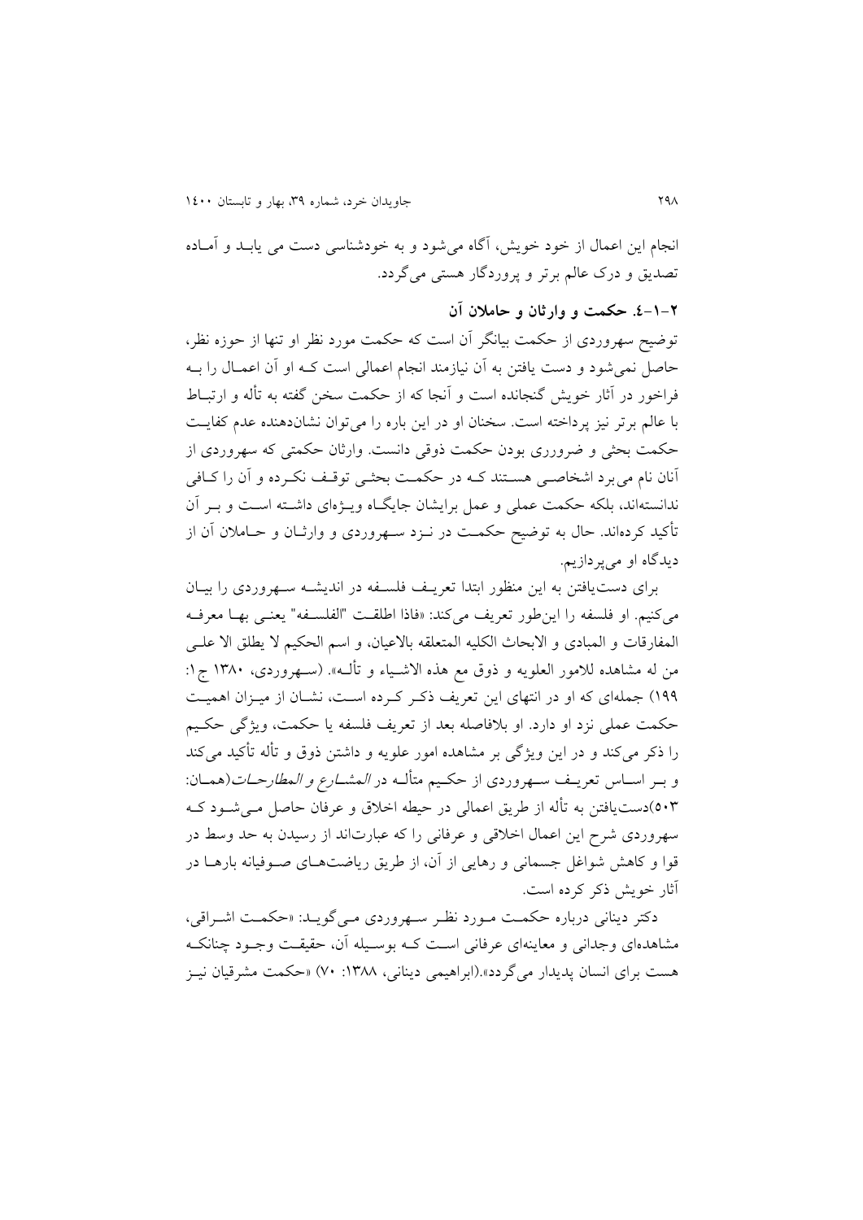انجام این اعمال از خود خویش، آگاه می‌شود و به خودشناسی دست می یابـد و آمـاده تصدیق و درک عالم برتر و پروردگار هستی می‌گردد.

### ۲-۱-۴. حکمت و وارثان و حاملان آن

توضیح سهروردی از حکمت بیانگر آن است که حکمت مورد نظر او تنها از حوزه نظر، حاصل نمی‌شود و دست یافتن به آن نیازمند انجام اعمالی است کـه او آن اعمـال را بـه فراخور در آثار خویش گنجانده است و آنجا که از حکمت سخن گفته به تألّه و ارتبـاط با عالم برتر نیز پرداخته است. سخنان او در این باره را می‌توان نشان‌دهنده عدم کفایـت حکمت بحثی و ضرورری بودن حکمت ذوقی دانست. وارثان حکمتی که سهروردی از آنان نام می‌برد اشخاصـی هسـتند کـه در حکمـت بحثـی توقـف نکـرده و آن را کـافی ندانسته‌اند، بلکه حکمت عملی و عمل برایشان جایگـاه ویـژه‌ای داشـته اسـت و بـر آن تأکید کرده‌اند. حال به توضیح حکمـت در نـزد سـهروردی و وارثـان و حـاملان آن از دیدگاه او می‌پردازیم.

برای دست‌یافتن به این منظور ابتدا تعریـف فلسـفه در اندیشـه سـهروردی را بیـان می‌کنیم. او فلسفه را این‌طور تعریف می‌کند: «فاذا اطلقـت "الفلسـفه" یعنـی بهـا معرفـه المفارقات و المبادی و الابحاث الکلیه المتعلقه بالاعیان، و اسم الحکیم لا یطلق الا علـی من له مشاهده للامور العلویه و ذوق مع هذه الاشـیاء و تألـه». (سـهروردی، ۱۳۸۰ ج۱: ۱۹۹) جمله‌ای که او در انتهای این تعریف ذکـر کـرده اسـت، نشـان از میـزان اهمیـت حکمت عملی نزد او دارد. او بلافاصله بعد از تعریف فلسفه یا حکمت، ویژگی حکـیم را ذکر می‌کند و در این ویژگی بر مشاهده امور علویه و داشتن ذوق و تأله تأکید می‌کند و بـر اسـاس تعریـف سـهروردی از حکـیم متألـه در *المشـارع و المطارحـات*(همـان: ۵۰۳)دست‌یافتن به تأله از طریق اعمالی در حیطه اخلاق و عرفان حاصل مـی‌شـود کـه سهروردی شرح این اعمال اخلاقی و عرفانی را که عبارت‌اند از رسیدن به حد وسط در قوا و کاهش شواغل جسمانی و رهایی از آن، از طریق ریاضت‌هـای صـوفیانه بارهـا در آثار خویش ذکر کرده است.

دکتر دینانی درباره حکمـت مـورد نظـر سـهروردی مـی‌گویـد: «حکمـت اشـراقی، مشاهده‌ای وجدانی و معاینه‌ای عرفانی اسـت کـه بوسـیله آن، حقیقـت وجـود چنانکـه هست برای انسان پدیدار می‌گردد».(ابراهیمی دینانی، ۱۳۸۸: ۷۰) «حکمت مشرقیان نیـز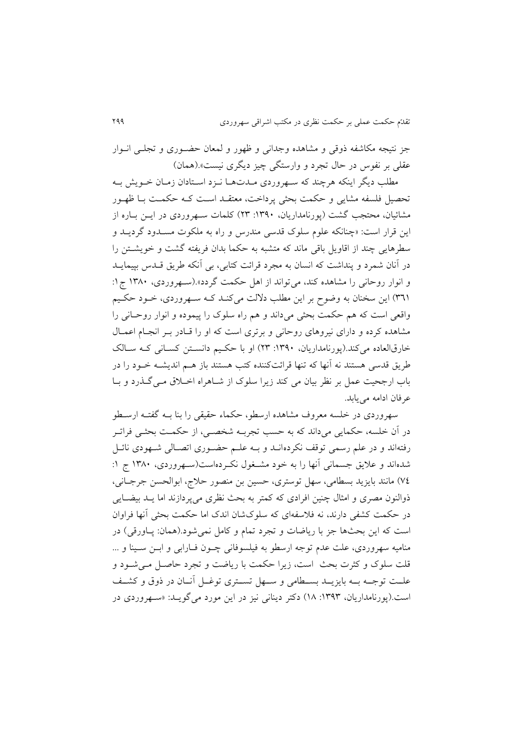جز نتیجه مکاشفه ذوقی و مشاهده وجدانی و ظهور و لمعان حضوری و تجلی انوار عقلی بر نفوس در حال تجرد و وارستگی چیز دیگری نیست».(همان)

مطلب دیگر اینکه هرچند که سهروردی مدت‌ها نزد استادان زمان خویش به تحصیل فلسفه مشایی و حکمت بحثی پرداخت، معتقد است که حکمت با ظهور مشائیان، محتجب گشت (پورنامداریان، ۱۳۹۰: ۲۳) کلمات سهروردی در این باره از این قرار است: «چنانکه علوم سلوک قدسی مندرس و راه به ملکوت مسدود گردید و سطرهایی چند از اقاویل باقی ماند که متشبه به حکما بدان فریفته گشت و خویشتن را در آنان شمرد و پنداشت که انسان به مجرد قرائت کتابی، بی آنکه طریق قدس بپیماید و انوار روحانی را مشاهده کند، می‌تواند از اهل حکمت گردد».(سهروردی، ۱۳۸۰ ج۱: ۳٦۱) این سخنان به وضوح بر این مطلب دلالت می‌کند که سهروردی، خود حکیم واقعی است که هم حکمت بحثی می‌داند و هم راه سلوک را پیموده و انوار روحانی را مشاهده کرده و دارای نیروهای روحانی و برتری است که او را قادر بر انجام اعمال خارق‌العاده می‌کند.(پورنامداریان، ۱۳۹۰: ۲۳) او با حکیم دانستن کسانی که سالک طریق قدسی هستند نه آنها که تنها قرائت‌کننده کتب هستند باز هم اندیشه خود را در باب ارجحیت عمل بر نظر بیان می کند زیرا سلوک از شاهراه اخلاق می‌گذرد و با عرفان ادامه می‌یابد.

سهروردی در خلسه معروف مشاهده ارسطو، حکماء حقیقی را بنا به گفته ارسطو در آن خلسه، حکمایی می‌داند که به حسب تجربه شخصی، از حکمت بحثی فراتر رفته‌اند و در علم رسمی توقف نکرده‌اند و به علم حضوری اتصالی شهودی نائل شده‌اند و علایق جسمانی آنها را به خود مشغول نکرده‌است(سهروردی، ۱۳۸۰ ج ۱: ۷٤) مانند بایزید بسطامی، سهل توستری، حسین بن منصور حلاج، ابوالحسن جرجانی، ذوالنون مصری و امثال چنین افرادی که کمتر به بحث نظری می‌پردازند اما ید بیضایی در حکمت کشفی دارند، نه فلاسفه‌ای که سلوک‌شان اندک اما حکمت بحثی آنها فراوان است که این بحث‌ها جز با ریاضات و تجرد تمام و کامل نمی‌شود.(همان: پاورقی) در منامیه سهروردی، علت عدم توجه ارسطو به فیلسوفانی چون فارابی و ابن سینا و ... قلت سلوک و کثرت بحث است، زیرا حکمت با ریاضت و تجرد حاصل می‌شود و علت توجه به بایزید بسطامی و سهل تستری توغل آنان در ذوق و کشف است.(پورنامداریان، ۱۳۹۳: ۱۸) دکتر دینانی نیز در این مورد می‌گوید: «سهروردی در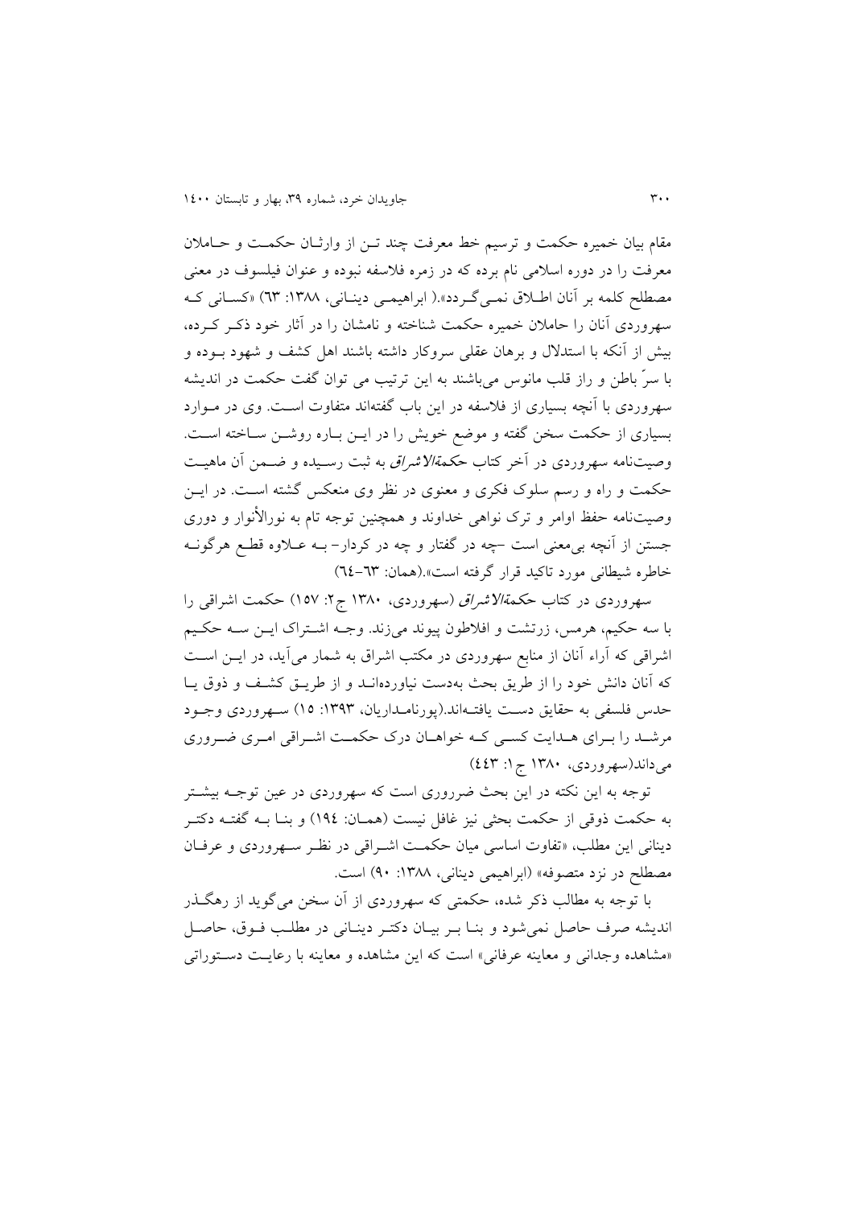مقام بیان خمیره حکمت و ترسیم خط معرفت چند تـن از وارثـان حکمـت و حـاملان معرفت را در دوره اسلامی نام برده که در زمره فلاسفه نبوده و عنوان فیلسوف در معنی مصطلح کلمه بر آنان اطـلاق نمـی‌گـردد».( ابراهیمـی دینـانی، ۱۳۸۸: ٦٣) «کسـانی کـه سهروردی آنان را حاملان خمیره حکمت شناخته و نامشان را در آثار خود ذکـر کـرده، بیش از آنکه با استدلال و برهان عقلی سروکار داشته باشند اهل کشف و شهود بـوده و با سرّ باطن و راز قلب مانوس می‌باشند به این ترتیب می توان گفت حکمت در اندیشه سهروردی با آنچه بسیاری از فلاسفه در این باب گفته‌اند متفاوت اسـت. وی در مـوارد بسیاری از حکمت سخن گفته و موضع خویش را در ایـن بـاره روشـن سـاخته اسـت. وصیت‌نامه سهروردی در آخر کتاب *حکمة‌الاشراق* به ثبت رسـیده و ضـمن آن ماهیـت حکمت و راه و رسم سلوک فکری و معنوی در نظر وی منعکس گشته اسـت. در ایـن وصیت‌نامه حفظ اوامر و ترک نواهی خداوند و همچنین توجه تام به نورالأنوار و دوری جستن از آنچه بی‌معنی است –چه در گفتار و چه در کردار– بـه عـلاوه قطـع هرگونـه خاطره شیطانی مورد تاکید قرار گرفته است».(همان: ٦٣-٦٤)

سهروردی در کتاب *حکمة‌الاشراق* (سهروردی، ۱۳۸۰ ج۲: ۱۵۷) حکمت اشراقی را با سه حکیم، هرمس، زرتشت و افلاطون پیوند می‌زند. وجـه اشـتراک ایـن سـه حکـیم اشراقی که آراء آنان از منابع سهروردی در مکتب اشراق به شمار می‌آید، در ایـن اسـت که آنان دانش خود را از طریق بحث به‌دست نیاورده‌انـد و از طریـق کشـف و ذوق یـا حدس فلسفی به حقایق دسـت یافتـه‌اند.(پورنامـداریان، ۱۳۹۳: ۱۵) سـهروردی وجـود مرشـد را بـرای هـدایت کسـی کـه خواهـان درک حکمـت اشـراقی امـری ضـروری می‌داند(سهروردی، ۱۳۸۰ ج۱: ٤٤٣)

توجه به این نکته در این بحث ضرروری است که سهروردی در عین توجـه بیشـتر به حکمت ذوقی از حکمت بحثی نیز غافل نیست (همـان: ۱۹٤) و بنـا بـه گفتـه دکتـر دینانی این مطلب، «تفاوت اساسی میان حکمـت اشـراقی در نظـر سـهروردی و عرفـان مصطلح در نزد متصوفه» (ابراهیمی دینانی، ۱۳۸۸: ۹۰) است.

با توجه به مطالب ذکر شده، حکمتی که سهروردی از آن سخن می‌گوید از رهگـذر اندیشه صرف حاصل نمی‌شود و بنـا بـر بیـان دکتـر دینـانی در مطلـب فـوق، حاصـل «مشاهده وجدانی و معاینه عرفانی» است که این مشاهده و معاینه با رعایـت دسـتوراتی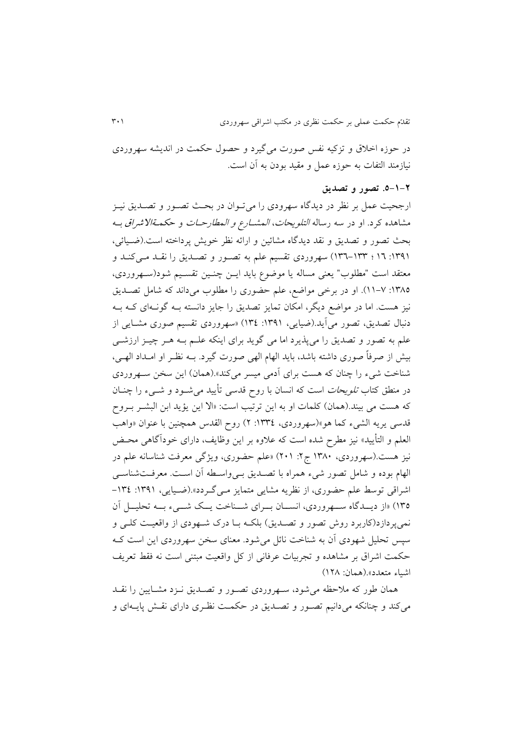در حوزه اخلاق و تزکیه نفس صورت می‌گیرد و حصول حکمت در اندیشه سهروردی نیازمند التفات به حوزه عمل و مقید بودن به آن است.

### ۲-۱-۵. تصور و تصدیق

ارجحیت عمل بر نظر در دیدگاه سهرودی را می‌توان در بحث تصور و تصدیق نیز مشاهده کرد. او در سه رساله *التلویحات*، *المشارع و المطارحات* و *حکمة‌الاشراق* به بحث تصور و تصدیق و نقد دیدگاه مشائین و ارائه نظر خویش پرداخته است.(ضیائی، ۱۳۹۱: ۱٦ ؛ ۱۳۳-۱۳٦) سهروردی تقسیم علم به تصور و تصدیق را نقد می‌کند و معتقد است "مطلوب" یعنی مساله یا موضوع باید این چنین تقسیم شود(سهروردی، ۱۳۸۵: ۷-۱۱). او در برخی مواضع، علم حضوری را مطلوب می‌داند که شامل تصدیق نیز هست. اما در مواضع دیگر، امکان تمایز تصدیق را جایز دانسته به گونه‌ای که به دنبال تصدیق، تصور می‌آید.(ضیایی، ۱۳۹۱: ۱۳٤) «سهروردی تقسیم صوری مشایی از علم به تصور و تصدیق را می‌پذیرد اما می گوید برای اینکه علم به هر چیز ارزشی بیش از صرفاً صوری داشته باشد، باید الهام الهی صورت گیرد. به نظر او امداد الهی، شناخت شیء را چنان که هست برای آدمی میسر می‌کند».(همان) این سخن سهروردی در منطق کتاب *تلویحات* است که انسان با روح قدسی تأیید می‌شود و شیء را چنان که هست می بیند.(همان) کلمات او به این ترتیب است: «الا این یؤید ابن البشر بروح قدسی یریه الشیء کما هو»(سهروردی، ۱۳۳٤: ۲) روح القدس همچنین با عنوان «واهب العلم و التأیید» نیز مطرح شده است که علاوه بر این وظایف، دارای خودآگاهی محض نیز هست.(سهروردی، ۱۳۸۰ ج۲: ۲۰۱) «علم حضوری، ویژگی معرفت شناسانه علم در الهام بوده و شامل تصور شیء همراه با تصدیق بی‌واسطه آن است. معرفت‌شناسی اشراقی توسط علم حضوری، از نظریه مشایی متمایز می‌گردد».(ضیایی، ۱۳۹۱: ۱۳٤-۱۳۵) «از دیدگاه سهروردی، انسان برای شناخت یک شیء به تحلیل آن نمی‌پردازد(کاربرد روش تصور و تصدیق) بلکه با درک شهودی از واقعیت کلی و سپس تحلیل شهودی آن به شناخت نائل می‌شود. معنای سخن سهروردی این است که حکمت اشراق بر مشاهده و تجربیات عرفانی از کل واقعیت مبتنی است نه فقط تعریف اشیاء متعدد».(همان: ۱۲۸)

همان طور که ملاحظه می‌شود، سهروردی تصور و تصدیق نزد مشاییین را نقد می‌کند و چنانکه می‌دانیم تصور و تصدیق در حکمت نظری دارای نقش پایه‌ای و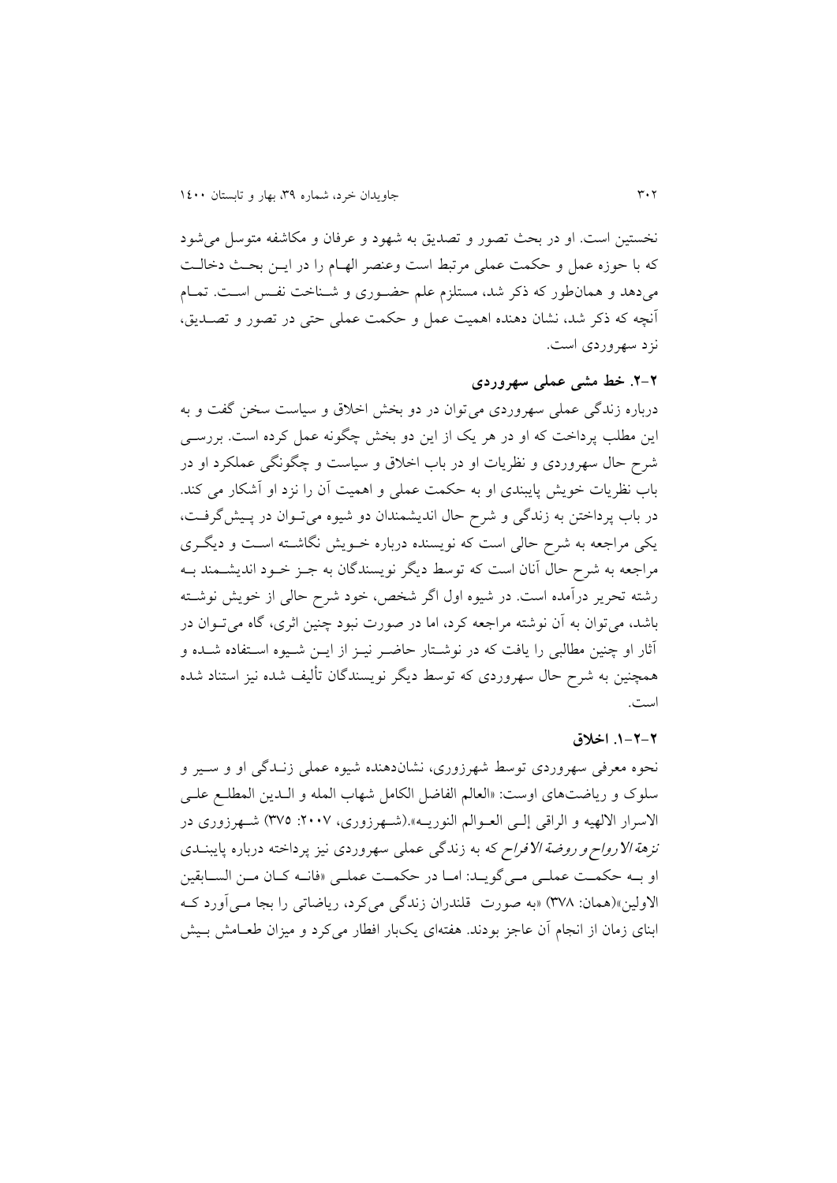نخستین است. او در بحث تصور و تصدیق به شهود و عرفان و مکاشفه متوسل می‌شود که با حوزه عمل و حکمت عملی مرتبط است وعنصر الهام را در این بحث دخالت می‌دهد و همان‌طور که ذکر شد، مستلزم علم حضوری و شناخت نفس است. تمام آنچه که ذکر شد، نشان دهنده اهمیت عمل و حکمت عملی حتی در تصور و تصدیق، نزد سهروردی است.

### ۲-۲. خط مشی عملی سهروردی

درباره زندگی عملی سهروردی می‌توان در دو بخش اخلاق و سیاست سخن گفت و به این مطلب پرداخت که او در هر یک از این دو بخش چگونه عمل کرده است. بررسی شرح حال سهروردی و نظریات او در باب اخلاق و سیاست و چگونگی عملکرد او در باب نظریات خویش پایبندی او به حکمت عملی و اهمیت آن را نزد او آشکار می کند. در باب پرداختن به زندگی و شرح حال اندیشمندان دو شیوه می‌توان در پیش‌گرفت، یکی مراجعه به شرح حالی است که نویسنده درباره خویش نگاشته است و دیگری مراجعه به شرح حال آنان است که توسط دیگر نویسندگان به جز خود اندیشمند به رشته تحریر درآمده است. در شیوه اول اگر شخص، خود شرح حالی از خویش نوشته باشد، می‌توان به آن نوشته مراجعه کرد، اما در صورت نبود چنین اثری، گاه می‌توان در آثار او چنین مطالبی را یافت که در نوشتار حاضر نیز از این شیوه استفاده شده و همچنین به شرح حال سهروردی که توسط دیگر نویسندگان تألیف شده نیز استناد شده است.

#### ۲-۲-۱. اخلاق

نحوه معرفی سهروردی توسط شهرزوری، نشان‌دهنده شیوه عملی زندگی او و سیر و سلوک و ریاضت‌های اوست: «العالم الفاضل الکامل شهاب المله و الدین المطلع علی الاسرار الالهیه و الراقی إلی العوالم النوریه».(شهرزوری، ۲۰۰۷: ۳۷۵) شهرزوری در *نزهة الارواح و روضة الافراح* که به زندگی عملی سهروردی نیز پرداخته درباره پایبندی او به حکمت عملی می‌گوید: اما در حکمت عملی «فانه کان من السابقین الاولین»(همان: ۳۷۸) «به صورت قلندران زندگی می‌کرد، ریاضاتی را بجا می‌آورد که ابنای زمان از انجام آن عاجز بودند. هفته‌ای یک‌بار افطار می‌کرد و میزان طعامش بیش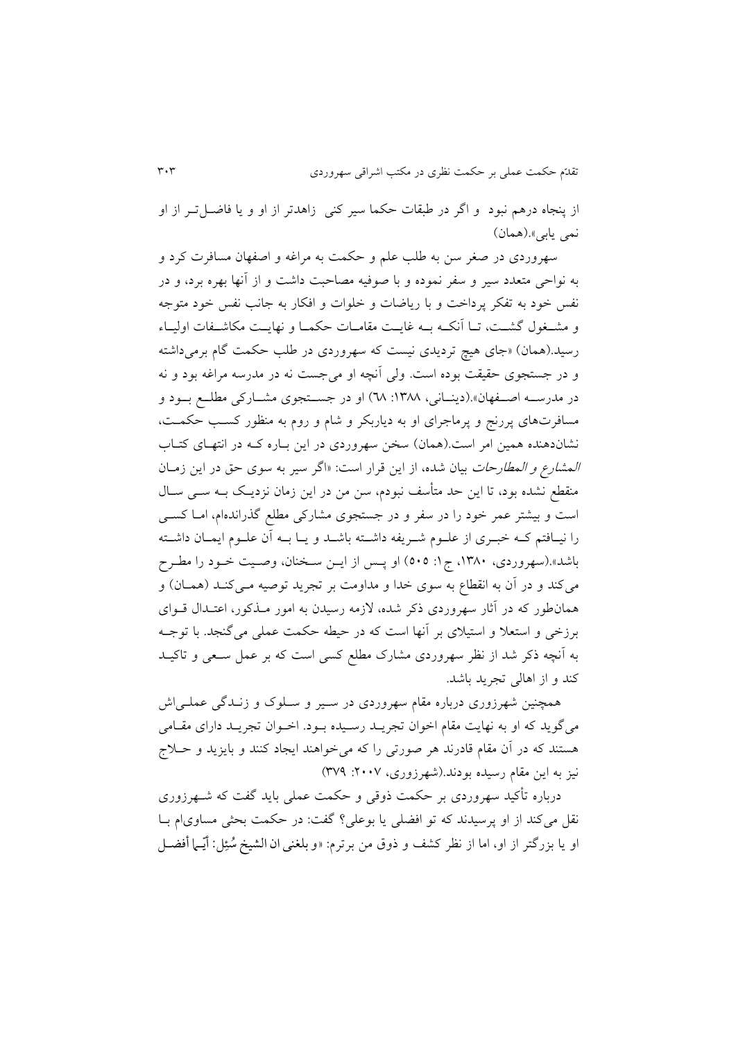از پنجاه درهم نبود و اگر در طبقات حکما سیر کنی زاهدتر از او و یا فاضل‌تر از او نمی یابی».(همان)

سهروردی در صغر سن به طلب علم و حکمت به مراغه و اصفهان مسافرت کرد و به نواحی متعدد سیر و سفر نموده و با صوفیه مصاحبت داشت و از آنها بهره برد، و در نفس خود به تفکر پرداخت و با ریاضات و خلوات و افکار به جانب نفس خود متوجه و مشغول گشت، تا آنکه به غایت مقامات حکما و نهایت مکاشفات اولیاء رسید.(همان) «جای هیچ تردیدی نیست که سهروردی در طلب حکمت گام برمی‌داشته و در جستجوی حقیقت بوده است. ولی آنچه او می‌جست نه در مدرسه مراغه بود و نه در مدرسه اصفهان».(دینانی، ۱۳۸۸: ٦٨) او در جستجوی مشارکی مطلع بود و مسافرت‌های پررنج و پرماجرای او به دیاربکر و شام و روم به منظور کسب حکمت، نشان‌دهنده همین امر است.(همان) سخن سهروردی در این باره که در انتهای کتاب *المشارع و المطارحات* بیان شده، از این قرار است: «اگر سیر به سوی حق در این زمان منقطع نشده بود، تا این حد متأسف نبودم، سن من در این زمان نزدیک به سی سال است و بیشتر عمر خود را در سفر و در جستجوی مشارکی مطلع گذرانده‌ام، اما کسی را نیافتم که خبری از علوم شریفه داشته باشد و یا به آن علوم ایمان داشته باشد».(سهروردی، ۱۳۸۰، ج۱: ۵۰۵) او پس از این سخنان، وصیت خود را مطرح می‌کند و در آن به انقطاع به سوی خدا و مداومت بر تجرید توصیه می‌کند (همان) و همان‌طور که در آثار سهروردی ذکر شده، لازمه رسیدن به امور مذکور، اعتدال قوای برزخی و استعلا و استیلای بر آنها است که در حیطه حکمت عملی می‌گنجد. با توجه به آنچه ذکر شد از نظر سهروردی مشارک مطلع کسی است که بر عمل سعی و تاکید کند و از اهالی تجرید باشد.

همچنین شهرزوری درباره مقام سهروردی در سیر و سلوک و زندگی عملی‌اش می‌گوید که او به نهایت مقام اخوان تجرید رسیده بود. اخوان تجرید دارای مقامی هستند که در آن مقام قادرند هر صورتی را که می‌خواهند ایجاد کنند و بایزید و حلاج نیز به این مقام رسیده بودند.(شهرزوری، ۲۰۰۷: ۳۷۹)

درباره تأکید سهروردی بر حکمت ذوقی و حکمت عملی باید گفت که شهرزوری نقل می‌کند از او پرسیدند که تو افضلی یا بوعلی؟ گفت: در حکمت بحثی مساوی‌ام با او یا بزرگتر از او، اما از نظر کشف و ذوق من برترم: «و بلغنی ان الشیخ سُئِل: أیّما أفضل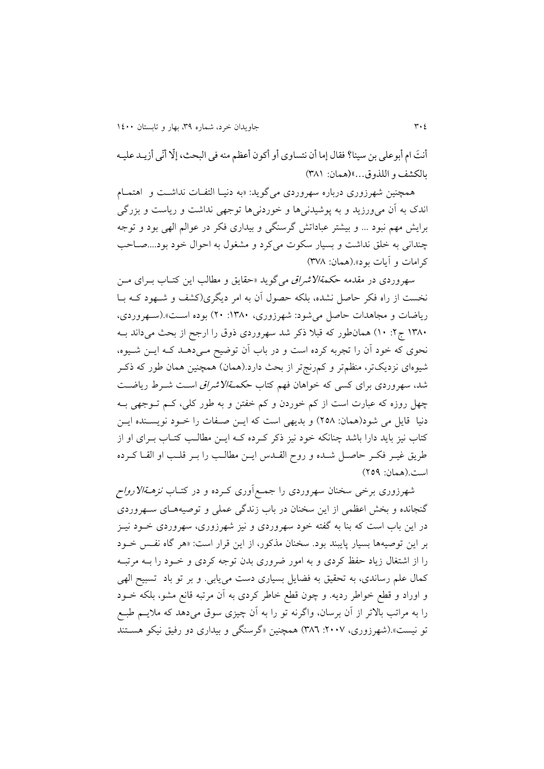أنتَ ام أبوعلی بن سینا؟ فقال إما أن نتساوی أو أکون أعظم منه فی البحث، إلّا أنّی أزیـد علیـه بالکشف و اللذوق...»(همان: ۳۸۱)

همچنین شهرزوری درباره سهروردی می‌گوید: «به دنیـا التفـات نداشـت و اهتمـام اندک به آن می‌ورزید و به پوشیدنی‌ها و خوردنی‌ها توجهی نداشت و ریاست و بزرگی برایش مهم نبود ... و بیشتر عباداتش گرسنگی و بیداری فکر در عوالم الهی بود و توجه چندانی به خلق نداشت و بسیار سکوت می‌کرد و مشغول به احوال خود بود....صـاحب کرامات و آیات بود».(همان: ۳۷۸)

سهروردی در مقدمه *حکمةالاشراق* می‌گوید «حقایق و مطالب این کتـاب بـرای مـن نخست از راه فکر حاصل نشده، بلکه حصول آن به امر دیگری(کشف و شـهود کـه بـا ریاضات و مجاهدات حاصل می‌شود: شهرزوری، ۱۳۸۰: ۲۰) بوده اسـت».(سـهروردی، ۱۳۸۰ ج۲: ۱۰) همان‌طور که قبلا ذکر شد سهروردی ذوق را ارجح از بحث می‌داند بـه نحوی که خود آن را تجربه کرده است و در باب آن توضیح مـی‌دهـد کـه ایـن شـیوه، شیوه‌ای نزدیک‌تر، منظم‌تر و کم‌رنج‌تر از بحث دارد.(همان) همچنین همان طور که ذکـر شد، سهروردی برای کسی که خواهان فهم کتاب *حکمـةالاشراق* اسـت شـرط ریاضـت چهل روزه که عبارت است از کم خوردن و کم خفتن و به طور کلی، کـم تـوجهی بـه دنیا قایل می شود(همان: ۲۵۸) و بدیهی است که ایـن صـفات را خـود نویسـنده ایـن کتاب نیز باید دارا باشد چنانکه خود نیز ذکر کـرده کـه ایـن مطالـب کتـاب بـرای او از طریق غیـر فکـر حاصـل شـده و روح القـدس ایـن مطالـب را بـر قلـب او القـا کـرده است.(همان: ۲۵۹)

شهرزوری برخی سخنان سهروردی را جمـع‌آوری کـرده و در کتـاب *نزهـةالارواح* گنجانده و بخش اعظمی از این سخنان در باب زندگی عملی و توصیه‌هـای سـهروردی در این باب است که بنا به گفته خود سهروردی و نیز شهرزوری، سهروردی خـود نیـز بر این توصیه‌ها بسیار پایبند بود. سخنان مذکور، از این قرار است: «هر گاه نفـس خـود را از اشتغال زیاد حفظ کردی و به امور ضروری بدن توجه کردی و خـود را بـه مرتبـه کمال علم رساندی، به تحقیق به فضایل بسیاری دست می‌یابی. و بر تو باد تسبیح الهی و اوراد و قطع خواطر ردیه. و چون قطع خاطر کردی به آن مرتبه قانع مشو، بلکه خـود را به مراتب بالاتر از آن برسان، واگرنه تو را به آن چیزی سوق می‌دهد که ملایـم طبـع تو نیست».(شهرزوری، ۲۰۰۷: ۳۸٦) همچنین «گرسنگی و بیداری دو رفیق نیکو هسـتند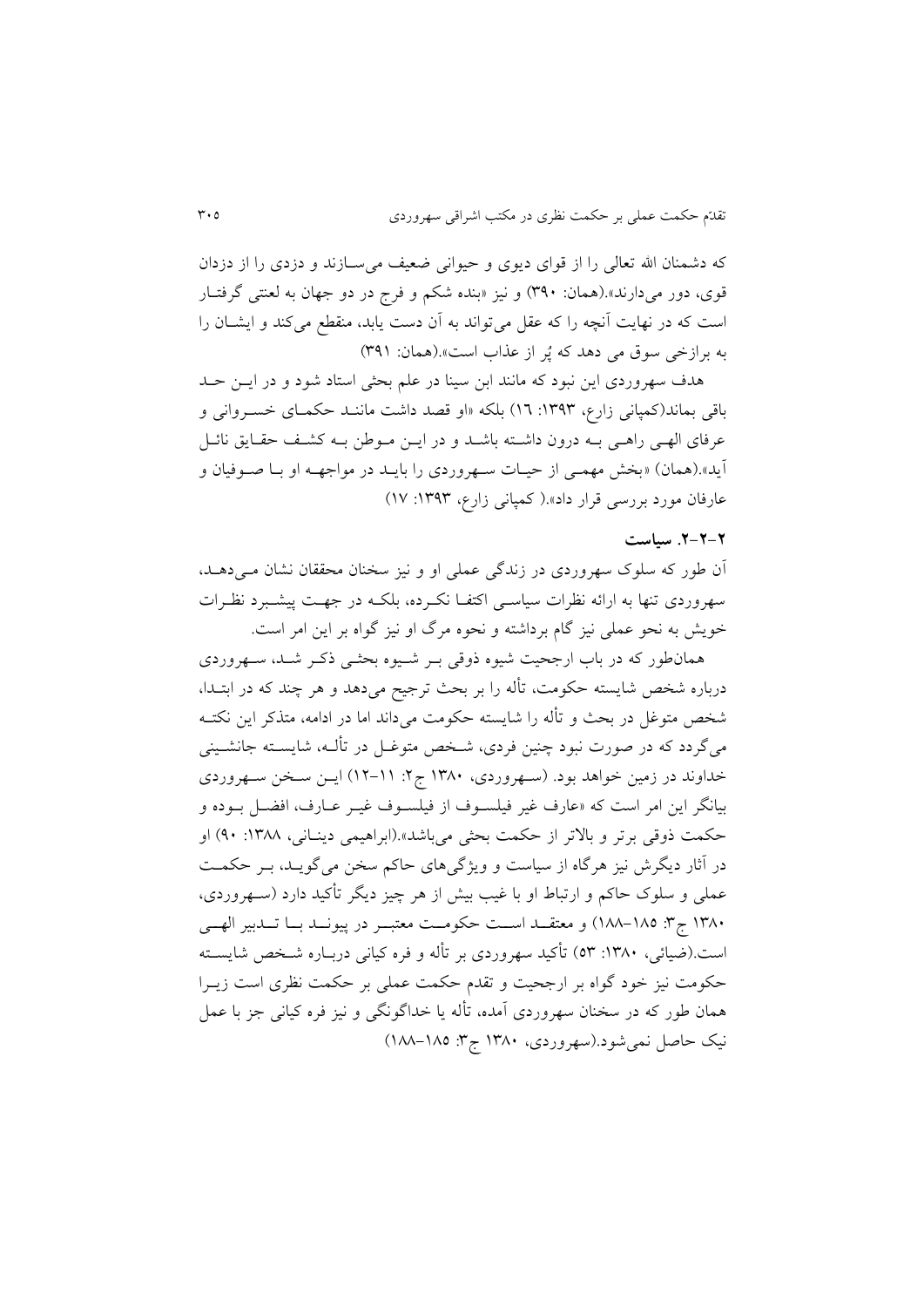که دشمنان الله تعالی را از قوای دیوی و حیوانی ضعیف می‌سازند و دزدی را از دزدان قوی، دور می‌دارند».(همان: ۳۹۰) و نیز «بنده شکم و فرج در دو جهان به لعنتی گرفتار است که در نهایت آنچه را که عقل می‌تواند به آن دست یابد، منقطع می‌کند و ایشان را به برازخی سوق می دهد که پُر از عذاب است».(همان: ۳۹۱)

هدف سهروردی این نبود که مانند ابن سینا در علم بحثی استاد شود و در این حد باقی بماند(کمپانی زارع، ۱۳۹۳: ۱٦) بلکه «او قصد داشت مانند حکمای خسروانی و عرفای الهی راهی به درون داشته باشد و در این موطن به کشف حقایق نائل آید».(همان) «بخش مهمی از حیات سهروردی را باید در مواجهه او با صوفیان و عارفان مورد بررسی قرار داد».( کمپانی زارع، ۱۳۹۳: ۱۷)

### ۲-۲-۲. سیاست

آن طور که سلوک سهروردی در زندگی عملی او و نیز سخنان محققان نشان می‌دهد، سهروردی تنها به ارائه نظرات سیاسی اکتفا نکرده، بلکه در جهت پیشبرد نظرات خویش به نحو عملی نیز گام برداشته و نحوه مرگ او نیز گواه بر این امر است.

همان‌طور که در باب ارجحیت شیوه ذوقی بر شیوه بحثی ذکر شد، سهروردی درباره شخص شایسته حکومت، تألّه را بر بحث ترجیح می‌دهد و هر چند که در ابتدا، شخص متوغل در بحث و تألّه را شایسته حکومت می‌داند اما در ادامه، متذکر این نکته می‌گردد که در صورت نبود چنین فردی، شخص متوغل در تألّه، شایسته جانشینی خداوند در زمین خواهد بود. (سهروردی، ۱۳۸۰ ج۲: ۱۱-۱۲) این سخن سهروردی بیانگر این امر است که «عارف غیر فیلسوف از فیلسوف غیر عارف، افضل بوده و حکمت ذوقی برتر و بالاتر از حکمت بحثی می‌باشد».(ابراهیمی دینانی، ۱۳۸۸: ۹۰) او در آثار دیگرش نیز هرگاه از سیاست و ویژگی‌های حاکم سخن می‌گوید، بر حکمت عملی و سلوک حاکم و ارتباط او با غیب بیش از هر چیز دیگر تأکید دارد (سهروردی، ۱۳۸۰ ج۳: ۱۸۵-۱۸۸) و معتقد است حکومت معتبر در پیوند با تدبیر الهی است.(ضیائی، ۱۳۸۰: ۵۳) تأکید سهروردی بر تألّه و فره کیانی درباره شخص شایسته حکومت نیز خود گواه بر ارجحیت و تقدم حکمت عملی بر حکمت نظری است زیرا همان طور که در سخنان سهروردی آمده، تألّه یا خداگونگی و نیز فره کیانی جز با عمل نیک حاصل نمی‌شود.(سهروردی، ۱۳۸۰ ج۳: ۱۸۵-۱۸۸)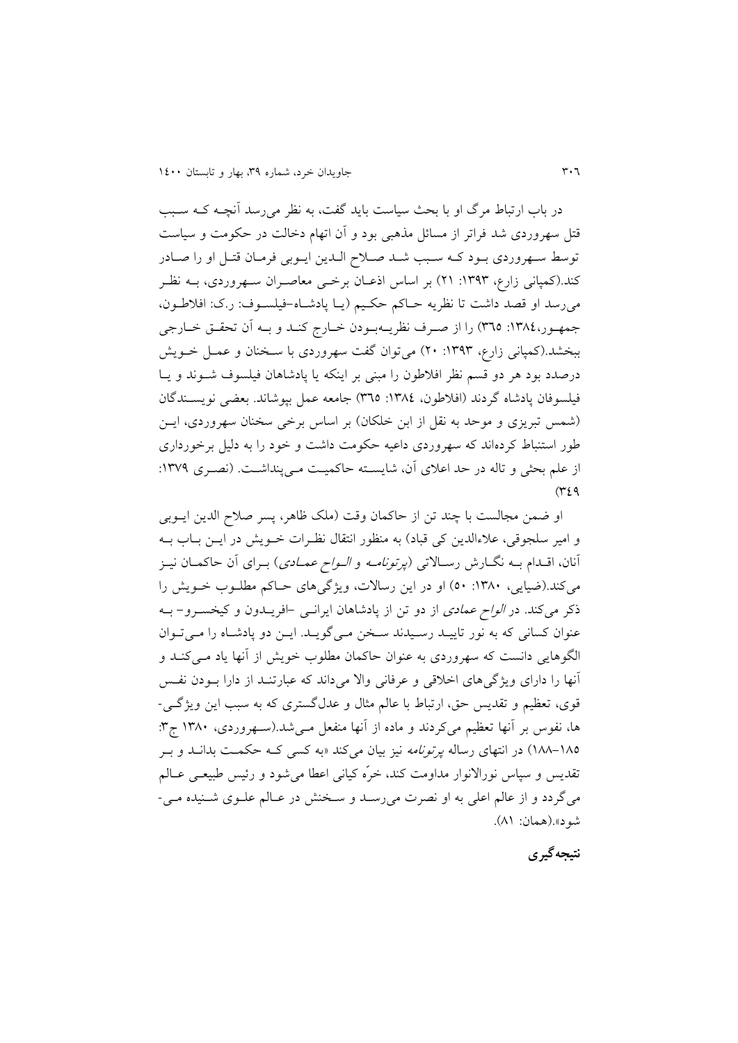در باب ارتباط مرگ او با بحث سیاست باید گفت، به نظر می‌رسد آنچه که سبب قتل سهروردی شد فراتر از مسائل مذهبی بود و آن اتهام دخالت در حکومت و سیاست توسط سهروردی بود که سبب شد صلاح الدین ایوبی فرمان قتل او را صادر کند.(کمپانی زارع، ۱۳۹۳: ۲۱) بر اساس ادعان برخی معاصران سهروردی، به نظر می‌رسد او قصد داشت تا نظریه حاکم حکیم (یا پادشاه–فیلسوف: ر.ک: افلاطون، جمهور،۱۳۸٤: ۳٦٥) را از صرف نظریه‌بودن خارج کند و به آن تحقق خارجی ببخشد.(کمپانی زارع، ۱۳۹۳: ۲۰) می‌توان گفت سهروردی با سخنان و عمل خویش درصدد بود هر دو قسم نظر افلاطون را مبنی بر اینکه یا پادشاهان فیلسوف شوند و یا فیلسوفان پادشاه گردند (افلاطون، ۱۳۸٤: ۳٦٥) جامعه عمل بپوشاند. بعضی نویسندگان (شمس تبریزی و موحد به نقل از ابن خلکان) بر اساس برخی سخنان سهروردی، این طور استنباط کرده‌اند که سهروردی داعیه حکومت داشت و خود را به دلیل برخورداری از علم بحثی و تاله در حد اعلای آن، شایسته حاکمیت می‌پنداشت. (نصری ۱۳۷۹: ۳٤۹)

او ضمن مجالست با چند تن از حاکمان وقت (ملک ظاهر، پسر صلاح الدین ایوبی و امیر سلجوقی، علاءالدین کی قباد) به منظور انتقال نظرات خویش در این باب به آنان، اقدام به نگارش رسالاتی (*پرتونامه* و *الواح عمادی*) برای آن حاکمان نیز می‌کند.(ضیایی، ۱۳۸۰: ۵۰) او در این رسالات، ویژگی‌های حاکم مطلوب خویش را ذکر می‌کند. در *الواح عمادی* از دو تن از پادشاهان ایرانی –افریدون و کیخسرو– به عنوان کسانی که به نور تایید رسیدند سخن می‌گوید. این دو پادشاه را می‌توان الگوهایی دانست که سهروردی به عنوان حاکمان مطلوب خویش از آنها یاد می‌کند و آنها را دارای ویژگی‌های اخلاقی و عرفانی والا می‌داند که عبارتند از دارا بودن نفس قوی، تعظیم و تقدیس حق، ارتباط با عالم مثال و عدل‌گستری که به سبب این ویژگی‌ها، نفوس بر آنها تعظیم می‌کردند و ماده از آنها منفعل می‌شد.(سهروردی، ۱۳۸۰ ج۳: ۱۸۵–۱۸۸) در انتهای رساله *پرتونامه* نیز بیان می‌کند «به کسی که حکمت بداند و بر تقدیس و سپاس نورالانوار مداومت کند، خرّه کیانی اعطا می‌شود و رئیس طبیعی عالم می‌گردد و از عالم اعلی به او نصرت می‌رسد و سخنش در عالم علوی شنیده می‌شود».(همان: ۸۱).

## نتیجه‌گیری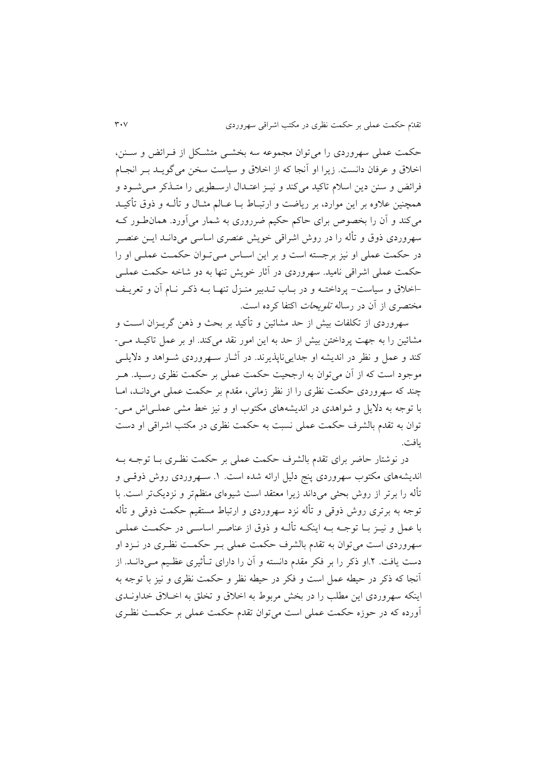حکمت عملی سهروردی را می‌توان مجموعه سه بخشی متشکل از فرائض و سنن، اخلاق و عرفان دانست. زیرا او آنجا که از اخلاق و سیاست سخن می‌گوید بر انجام فرائض و سنن دین اسلام تاکید می‌کند و نیز اعتدال ارسطویی را متذکر می‌شود و همچنین علاوه بر این موارد، بر ریاضت و ارتباط با عالم مثال و تألّه و ذوق تأکید می‌کند و آن را بخصوص برای حاکم حکیم ضرروری به شمار می‌آورد. همان‌طور که سهروردی ذوق و تألّه را در روش اشراقی خویش عنصری اساسی می‌داند این عنصر در حکمت عملی او نیز برجسته است و بر این اساس می‌توان حکمت عملی او را حکمت عملی اشراقی نامید. سهروردی در آثار خویش تنها به دو شاخه حکمت عملی -اخلاق و سیاست- پرداخته و در باب تدبیر منزل تنها به ذکر نام آن و تعریف مختصری از آن در رساله *تلویحات* اکتفا کرده است.

سهروردی از تکلفات بیش از حد مشائین و تأکید بر بحث و ذهن گریزان است و مشائین را به جهت پرداختن بیش از حد به این امور نقد می‌کند. او بر عمل تاکید می‌کند و عمل و نظر در اندیشه او جدایی‌ناپذیرند. در آثار سهروردی شواهد و دلایلی موجود است که از آن می‌توان به ارجحیت حکمت عملی بر حکمت نظری رسید. هر چند که سهروردی حکمت نظری را از نظر زمانی، مقدم بر حکمت عملی می‌داند، اما با توجه به دلایل و شواهدی در اندیشه‌های مکتوب او و نیز خط مشی عملی‌اش می‌توان به تقدم بالشرف حکمت عملی نسبت به حکمت نظری در مکتب اشراقی او دست یافت.

در نوشتار حاضر برای تقدم بالشرف حکمت عملی بر حکمت نظری با توجه به اندیشه‌های مکتوب سهروردی پنج دلیل ارائه شده است. ۱. سهروردی روش ذوقی و تألّه را برتر از روش بحثی می‌داند زیرا معتقد است شیوه‌ای منظم‌تر و نزدیک‌تر است. با توجه به برتری روش ذوقی و تألّه نزد سهروردی و ارتباط مستقیم حکمت ذوقی و تألّه با عمل و نیز با توجه به اینکه تألّه و ذوق از عناصر اساسی در حکمت عملی سهروردی است می‌توان به تقدم بالشرف حکمت عملی بر حکمت نظری در نزد او دست یافت. ۲.او ذکر را بر فکر مقدم دانسته و آن را دارای تأثیری عظیم می‌داند. از آنجا که ذکر در حیطه عمل است و فکر در حیطه نظر و حکمت نظری و نیز با توجه به اینکه سهروردی این مطلب را در بخش مربوط به اخلاق و تخلق به اخلاق خداوندی آورده که در حوزه حکمت عملی است می‌توان تقدم حکمت عملی بر حکمت نظری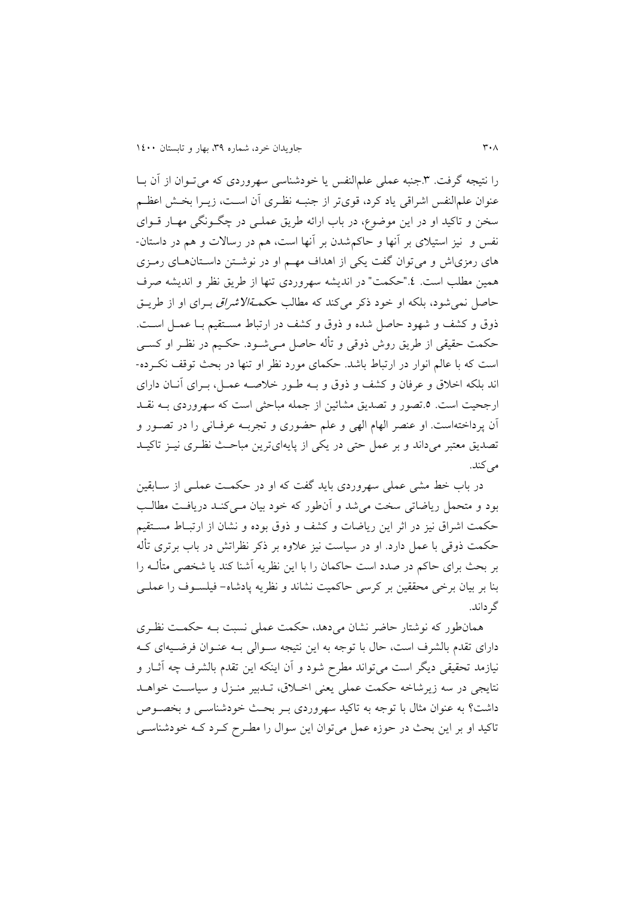را نتیجه گرفت. ۳.جنبه عملی علم‌النفس یا خودشناسی سهروردی که می‌توان از آن با عنوان علم‌النفس اشراقی یاد کرد، قوی‌تر از جنبه نظری آن است، زیرا بخش اعظم سخن و تاکید او در این موضوع، در باب ارائه طریق عملی در چگونگی مهار قوای نفس و نیز استیلای بر آنها و حاکم‌شدن بر آنها است، هم در رسالات و هم در داستان-های رمزی‌اش و می‌توان گفت یکی از اهداف مهم او در نوشتن داستان‌های رمزی همین مطلب است. ٤."حکمت" در اندیشه سهروردی تنها از طریق نظر و اندیشه صرف حاصل نمی‌شود، بلکه او خود ذکر می‌کند که مطالب *حکمةالاشراق* برای او از طریق ذوق و کشف و شهود حاصل شده و ذوق و کشف در ارتباط مستقیم با عمل است. حکمت حقیقی از طریق روش ذوقی و تأله حاصل می‌شود. حکیم در نظر او کسی است که با عالم انوار در ارتباط باشد. حکمای مورد نظر او تنها در بحث توقف نکرده-اند بلکه اخلاق و عرفان و کشف و ذوق و به طور خلاصه عمل، برای آنان دارای ارجحیت است. ٥.تصور و تصدیق مشائین از جمله مباحثی است که سهروردی به نقد آن پرداخته‌است. او عنصر الهام الهی و علم حضوری و تجربه عرفانی را در تصور و تصدیق معتبر می‌داند و بر عمل حتی در یکی از پایه‌ای‌ترین مباحث نظری نیز تاکید می‌کند.

در باب خط مشی عملی سهروردی باید گفت که او در حکمت عملی از سابقین بود و متحمل ریاضاتی سخت می‌شد و آن‌طور که خود بیان می‌کند دریافت مطالب حکمت اشراق نیز در اثر این ریاضات و کشف و ذوق بوده و نشان از ارتباط مستقیم حکمت ذوقی با عمل دارد. او در سیاست نیز علاوه بر ذکر نظراتش در باب برتری تأله بر بحث برای حاکم در صدد است حاکمان را با این نظریه آشنا کند یا شخصی متأله را بنا بر بیان برخی محققین بر کرسی حاکمیت نشاند و نظریه پادشاه– فیلسوف را عملی گرداند.

همان‌طور که نوشتار حاضر نشان می‌دهد، حکمت عملی نسبت به حکمت نظری دارای تقدم بالشرف است، حال با توجه به این نتیجه سوالی به عنوان فرضیه‌ای که نیازمند تحقیقی دیگر است می‌تواند مطرح شود و آن اینکه این تقدم بالشرف چه آثار و نتایجی در سه زیرشاخه حکمت عملی یعنی اخلاق، تدبیر منزل و سیاست خواهد داشت؟ به عنوان مثال با توجه به تاکید سهروردی بر بحث خودشناسی و بخصوص تاکید او بر این بحث در حوزه عمل می‌توان این سوال را مطرح کرد که خودشناسی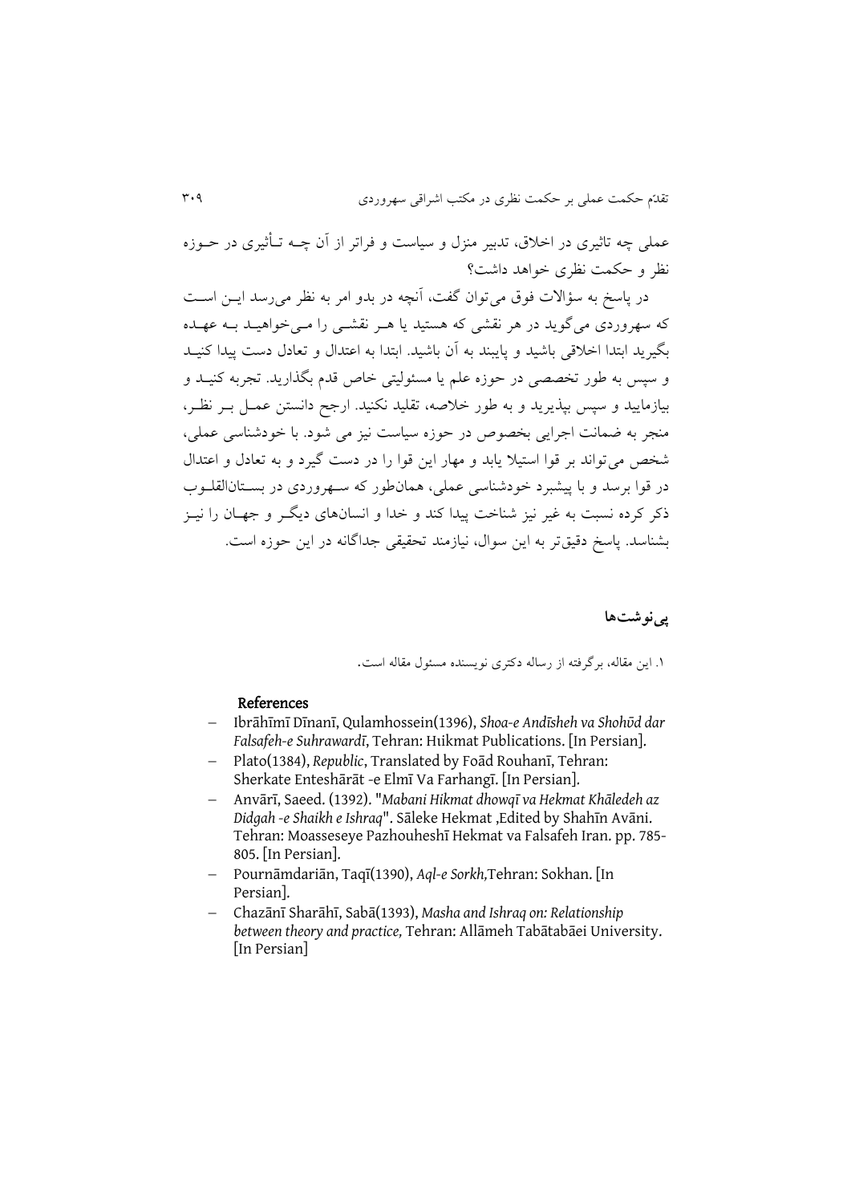عملی چه تاثیری در اخلاق، تدبیر منزل و سیاست و فراتر از آن چـه تـأثیری در حـوزه نظر و حکمت نظری خواهد داشت؟

در پاسخ به سؤالات فوق می‌توان گفت، آنچه در بدو امر به نظر می‌رسد ایـن اسـت که سهروردی می‌گوید در هر نقشی که هستید یا هـر نقشـی را مـی‌خواهیـد بـه عهـده بگیرید ابتدا اخلاقی باشید و پایبند به آن باشید. ابتدا به اعتدال و تعادل دست پیدا کنیـد و سپس به طور تخصصی در حوزه علم یا مسئولیتی خاص قدم بگذارید. تجربه کنیـد و بیازمایید و سپس بپذیرید و به طور خلاصه، تقلید نکنید. ارجح دانستن عمـل بـر نظـر، منجر به ضمانت اجرایی بخصوص در حوزه سیاست نیز می شود. با خودشناسی عملی، شخص می‌تواند بر قوا استیلا یابد و مهار این قوا را در دست گیرد و به تعادل و اعتدال در قوا برسد و با پیشبرد خودشناسی عملی، همان‌طور که سـهروردی در بسـتان‌القلـوب ذکر کرده نسبت به غیر نیز شناخت پیدا کند و خدا و انسان‌های دیگـر و جهـان را نیـز بشناسد. پاسخ دقیق‌تر به این سوال، نیازمند تحقیقی جداگانه در این حوزه است.

## پی‌نوشت‌ها

۱. این مقاله، برگرفته از رساله دکتری نویسنده مسئول مقاله است.

### References

- Ibrāhīmī Dīnanī, Qulamhossein(1396), *Shoa-e Andīsheh va Shohūd dar Falsafeh-e Suhrawardī*, Tehran: Hıikmat Publications. [In Persian].
- Plato(1384), *Republic*, Translated by Foād Rouhanī, Tehran: Sherkate Enteshārāt -e Elmī Va Farhangī. [In Persian].
- Anvārī, Saeed. (1392). "*Mabani Hikmat dhowqī va Hekmat Khāledeh az Didgah -e Shaikh e Ishraq*". Sāleke Hekmat ,Edited by Shahīn Avāni. Tehran: Moasseseye Pazhouheshī Hekmat va Falsafeh Iran. pp. 785-805. [In Persian].
- Pournāmdariān, Taqī(1390), *Aql-e Sorkh,*Tehran: Sokhan. [In Persian].
- Chazānī Sharāhī, Sabā(1393), *Masha and Ishraq on: Relationship between theory and practice,* Tehran: Allāmeh Tabātabāei University. [In Persian]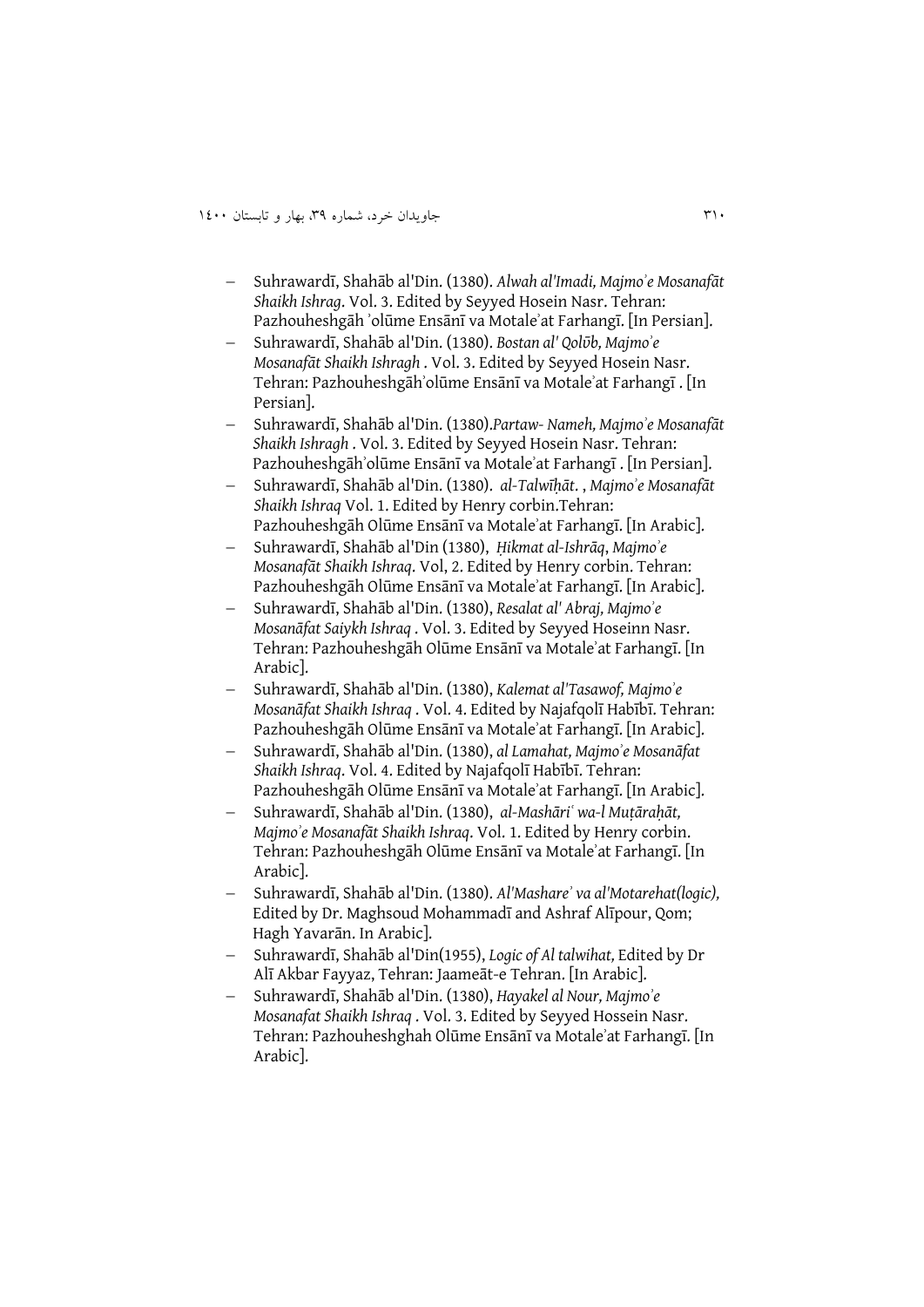- Suhrawardī, Shahāb al'Din. (1380). *Alwah al'Imadi, Majmoʾe Mosanafāt Shaikh Ishrag*. Vol. 3. Edited by Seyyed Hosein Nasr. Tehran: Pazhouheshgāh ʾolūme Ensānī va Motaleʾat Farhangī. [In Persian].
- Suhrawardī, Shahāb al'Din. (1380). *Bostan al' Qolūb, Majmoʾe Mosanafāt Shaikh Ishragh* . Vol. 3. Edited by Seyyed Hosein Nasr. Tehran: Pazhouheshgāhʾolūme Ensānī va Motaleʾat Farhangī . [In Persian].
- Suhrawardī, Shahāb al'Din. (1380).*Partaw- Nameh, Majmoʾe Mosanafāt Shaikh Ishragh* . Vol. 3. Edited by Seyyed Hosein Nasr. Tehran: Pazhouheshgāhʾolūme Ensānī va Motaleʾat Farhangī . [In Persian].
- Suhrawardī, Shahāb al'Din. (1380). *al-Talwīḥāt.* , *Majmoʾe Mosanafāt Shaikh Ishraq* Vol. 1. Edited by Henry corbin.Tehran: Pazhouheshgāh Olūme Ensānī va Motaleʾat Farhangī. [In Arabic].
- Suhrawardī, Shahāb al'Din (1380), *Ḥikmat al-Ishrāq*, *Majmoʾe Mosanafāt Shaikh Ishraq*. Vol, 2. Edited by Henry corbin. Tehran: Pazhouheshgāh Olūme Ensānī va Motaleʾat Farhangī. [In Arabic].
- Suhrawardī, Shahāb al'Din. (1380), *Resalat al' Abraj, Majmoʾe Mosanāfat Saiykh Ishraq* . Vol. 3. Edited by Seyyed Hoseinn Nasr. Tehran: Pazhouheshgāh Olūme Ensānī va Motaleʾat Farhangī. [In Arabic].
- Suhrawardī, Shahāb al'Din. (1380), *Kalemat al'Tasawof, Majmoʾe Mosanāfat Shaikh Ishraq* . Vol. 4. Edited by Najafqolī Habībī. Tehran: Pazhouheshgāh Olūme Ensānī va Motaleʾat Farhangī. [In Arabic].
- Suhrawardī, Shahāb al'Din. (1380), *al Lamahat, Majmoʾe Mosanāfat Shaikh Ishraq*. Vol. 4. Edited by Najafqolī Habībī. Tehran: Pazhouheshgāh Olūme Ensānī va Motaleʾat Farhangī. [In Arabic].
- Suhrawardī, Shahāb al'Din. (1380), *al-Mashāriʿ wa-l Muṭāraḥāt, Majmoʾe Mosanafāt Shaikh Ishraq*. Vol. 1. Edited by Henry corbin. Tehran: Pazhouheshgāh Olūme Ensānī va Motaleʾat Farhangī. [In Arabic].
- Suhrawardī, Shahāb al'Din. (1380). *Al'Mashareʾ va al'Motarehat(logic),* Edited by Dr. Maghsoud Mohammadī and Ashraf Alīpour, Qom; Hagh Yavarān. In Arabic].
- Suhrawardī, Shahāb al'Din(1955), *Logic of Al talwihat,* Edited by Dr Alī Akbar Fayyaz, Tehran: Jaameāt-e Tehran. [In Arabic].
- Suhrawardī, Shahāb al'Din. (1380), *Hayakel al Nour, Majmoʾe Mosanafat Shaikh Ishraq* . Vol. 3. Edited by Seyyed Hossein Nasr. Tehran: Pazhouheshghah Olūme Ensānī va Motaleʾat Farhangī. [In Arabic].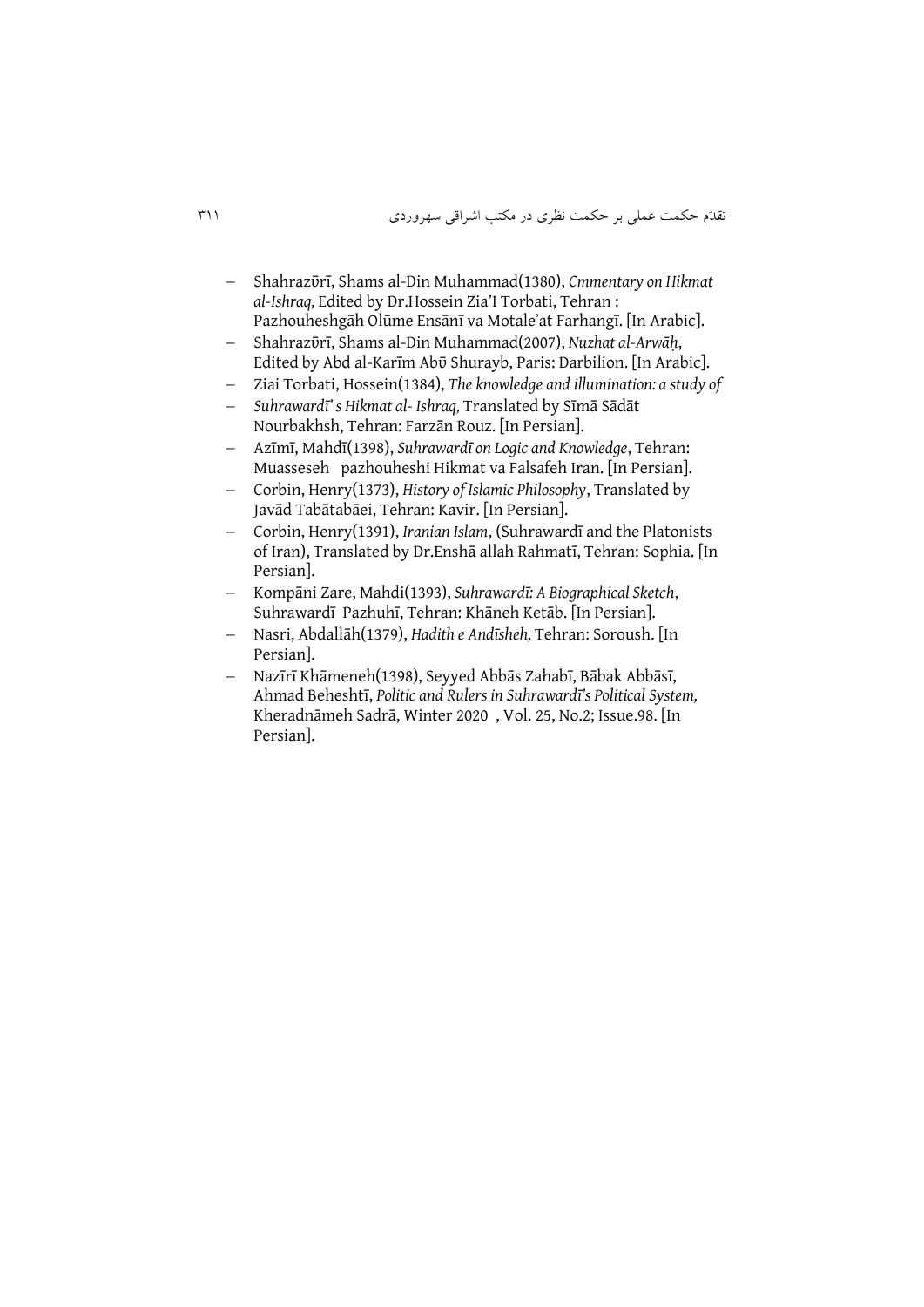- Shahrazūrī, Shams al-Din Muhammad(1380), *Cmmentary on Hikmat al-Ishraq,* Edited by Dr.Hossein Zia'I Torbati, Tehran : Pazhouheshgāh Olūme Ensānī va Motaleʾat Farhangī. [In Arabic].
- Shahrazūrī, Shams al-Din Muhammad(2007), *Nuzhat al-Arwāḥ*, Edited by Abd al-Karīm Abū Shurayb, Paris: Darbilion. [In Arabic].
- Ziai Torbati, Hossein(1384), *The knowledge and illumination: a study of*
- *Suhrawardī' s Hikmat al- Ishraq,* Translated by Sīmā Sādāt Nourbakhsh, Tehran: Farzān Rouz. [In Persian].
- Azīmī, Mahdī(1398), *Suhrawardī on Logic and Knowledge*, Tehran: Muasseseh pazhouheshi Hikmat va Falsafeh Iran. [In Persian].
- Corbin, Henry(1373), *History of Islamic Philosophy*, Translated by Javād Tabātabāei, Tehran: Kavir. [In Persian].
- Corbin, Henry(1391), *Iranian Islam*, (Suhrawardī and the Platonists of Iran), Translated by Dr.Enshā allah Rahmatī, Tehran: Sophia. [In Persian].
- Kompāni Zare, Mahdi(1393), *Suhrawardī: A Biographical Sketch*, Suhrawardī Pazhuhī, Tehran: Khāneh Ketāb. [In Persian].
- Nasri, Abdallāh(1379), *Hadith e Andīsheh,* Tehran: Soroush. [In Persian].
- Nazīrī Khāmeneh(1398), Seyyed Abbās Zahabī, Bābak Abbāsī, Ahmad Beheshtī, *Politic and Rulers in Suhrawardī's Political System,* Kheradnāmeh Sadrā, Winter 2020 , Vol. 25, No.2; Issue.98. [In Persian].